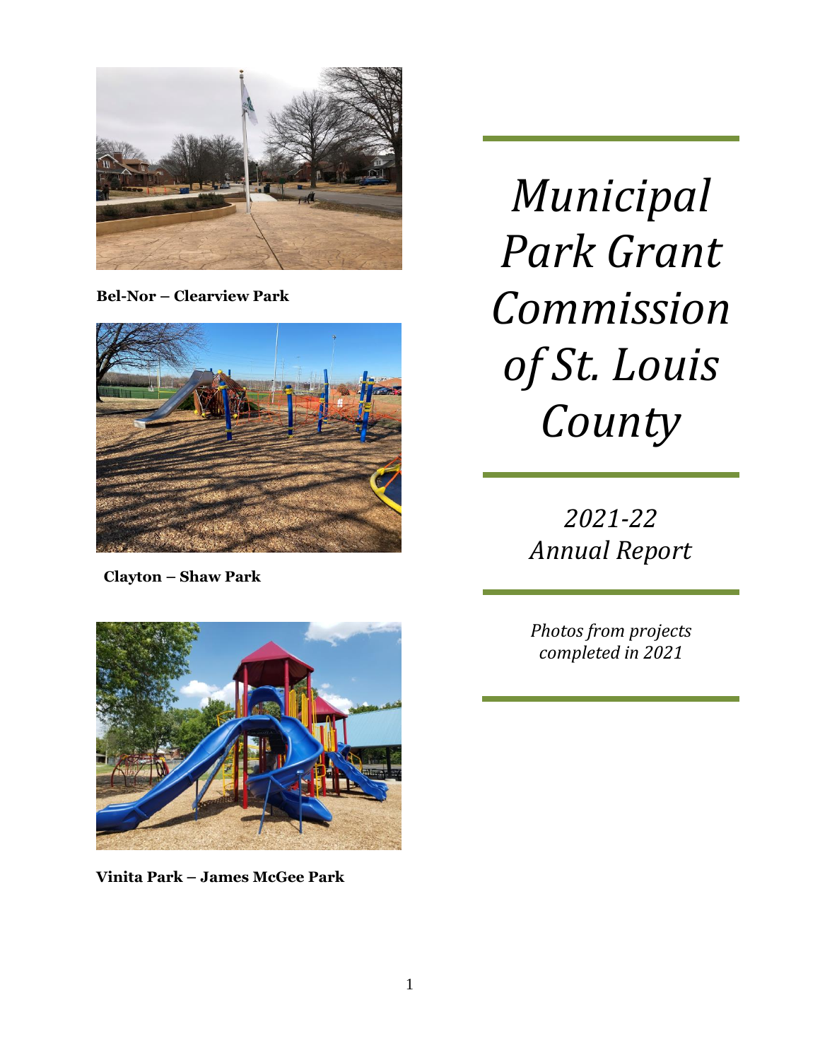# *Municipal Park Grant Commission of St. Louis County*

## *2021-22 Annual Report*

*Photos from projects completed in 2021*

**Bel-Nor – Clearview Park**

**Clayton – Shaw Park**

**Vinita Park – James McGee Park**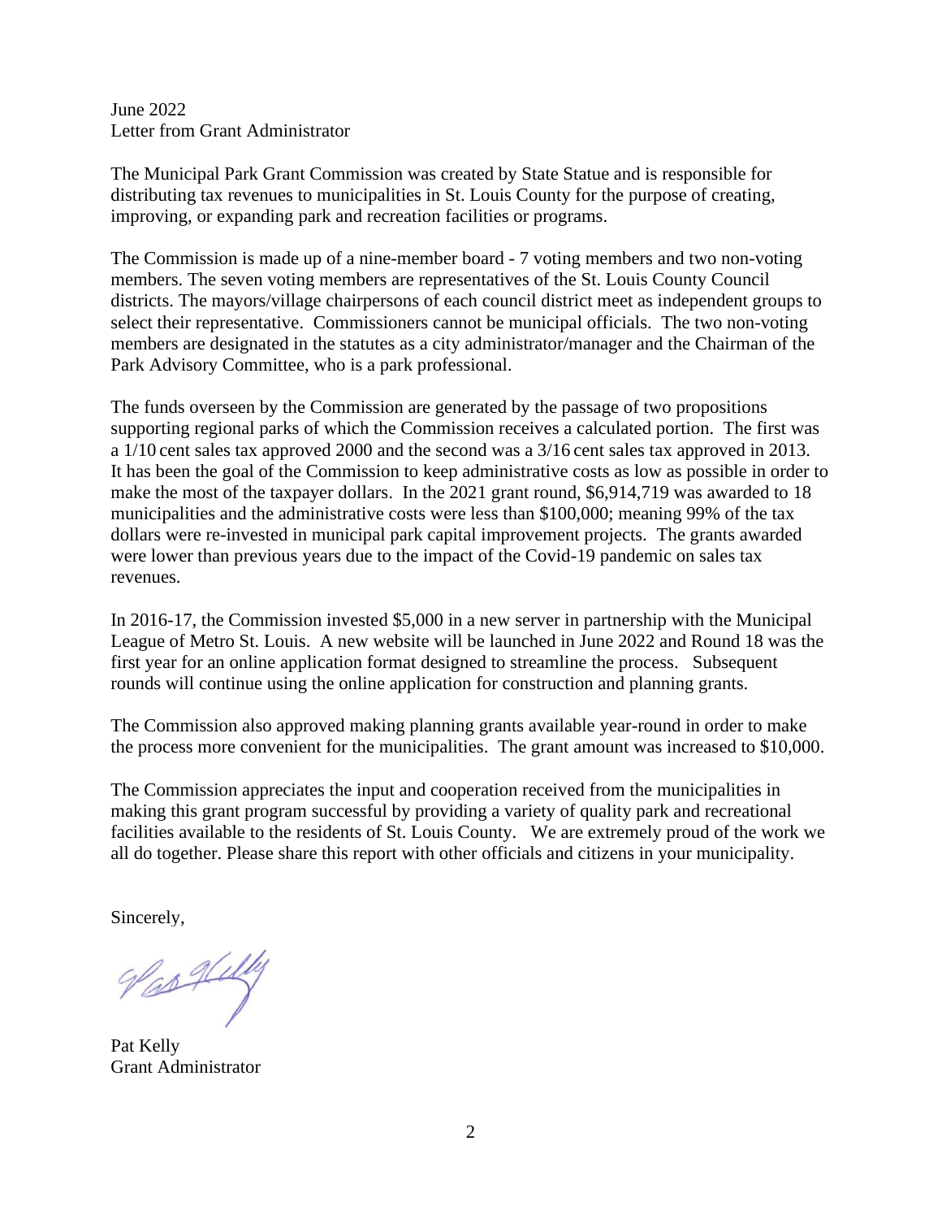June 2022
Letter from Grant Administrator

The Municipal Park Grant Commission was created by State Statue and is responsible for distributing tax revenues to municipalities in St. Louis County for the purpose of creating, improving, or expanding park and recreation facilities or programs.

The Commission is made up of a nine-member board - 7 voting members and two non-voting members. The seven voting members are representatives of the St. Louis County Council districts. The mayors/village chairpersons of each council district meet as independent groups to select their representative. Commissioners cannot be municipal officials. The two non-voting members are designated in the statutes as a city administrator/manager and the Chairman of the Park Advisory Committee, who is a park professional.

The funds overseen by the Commission are generated by the passage of two propositions supporting regional parks of which the Commission receives a calculated portion. The first was a 1/10 cent sales tax approved 2000 and the second was a 3/16 cent sales tax approved in 2013. It has been the goal of the Commission to keep administrative costs as low as possible in order to make the most of the taxpayer dollars. In the 2021 grant round, $6,914,719 was awarded to 18 municipalities and the administrative costs were less than $100,000; meaning 99% of the tax dollars were re-invested in municipal park capital improvement projects. The grants awarded were lower than previous years due to the impact of the Covid-19 pandemic on sales tax revenues.

In 2016-17, the Commission invested $5,000 in a new server in partnership with the Municipal League of Metro St. Louis. A new website will be launched in June 2022 and Round 18 was the first year for an online application format designed to streamline the process. Subsequent rounds will continue using the online application for construction and planning grants.

The Commission also approved making planning grants available year-round in order to make the process more convenient for the municipalities. The grant amount was increased to $10,000.

The Commission appreciates the input and cooperation received from the municipalities in making this grant program successful by providing a variety of quality park and recreational facilities available to the residents of St. Louis County. We are extremely proud of the work we all do together. Please share this report with other officials and citizens in your municipality.

Sincerely,

Pat Kelly
Grant Administrator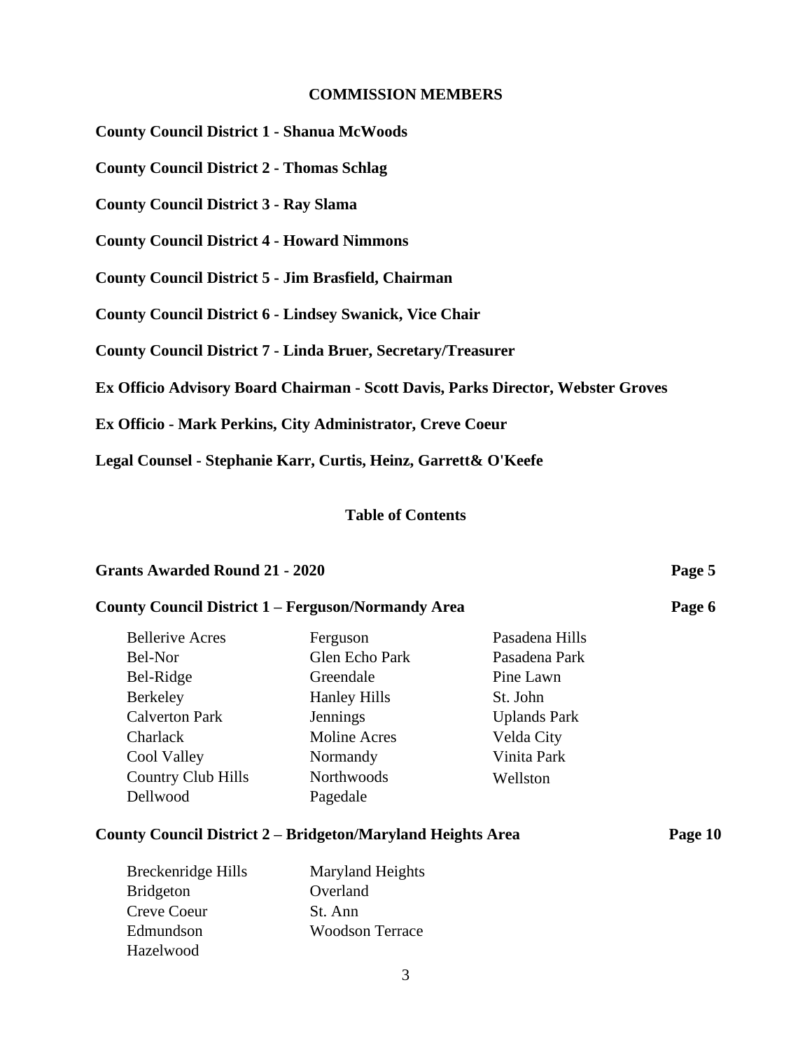## COMMISSION MEMBERS

**County Council District 1 - Shanua McWoods**

**County Council District 2 - Thomas Schlag**

**County Council District 3 - Ray Slama**

**County Council District 4 - Howard Nimmons**

**County Council District 5 - Jim Brasfield, Chairman**

**County Council District 6 - Lindsey Swanick, Vice Chair**

**County Council District 7 - Linda Bruer, Secretary/Treasurer**

**Ex Officio Advisory Board Chairman - Scott Davis, Parks Director, Webster Groves**

**Ex Officio - Mark Perkins, City Administrator, Creve Coeur**

**Legal Counsel - Stephanie Karr, Curtis, Heinz, Garrett& O'Keefe**

## Table of Contents

**Grants Awarded Round 21 - 2020** **Page 5**

**County Council District 1 – Ferguson/Normandy Area** **Page 6**

| | | |
|---|---|---|
| Bellerive Acres | Ferguson | Pasadena Hills |
| Bel-Nor | Glen Echo Park | Pasadena Park |
| Bel-Ridge | Greendale | Pine Lawn |
| Berkeley | Hanley Hills | St. John |
| Calverton Park | Jennings | Uplands Park |
| Charlack | Moline Acres | Velda City |
| Cool Valley | Normandy | Vinita Park |
| Country Club Hills | Northwoods | Wellston |
| Dellwood | Pagedale | |

**County Council District 2 – Bridgeton/Maryland Heights Area** **Page 10**

| | |
|---|---|
| Breckenridge Hills | Maryland Heights |
| Bridgeton | Overland |
| Creve Coeur | St. Ann |
| Edmundson | Woodson Terrace |
| Hazelwood | |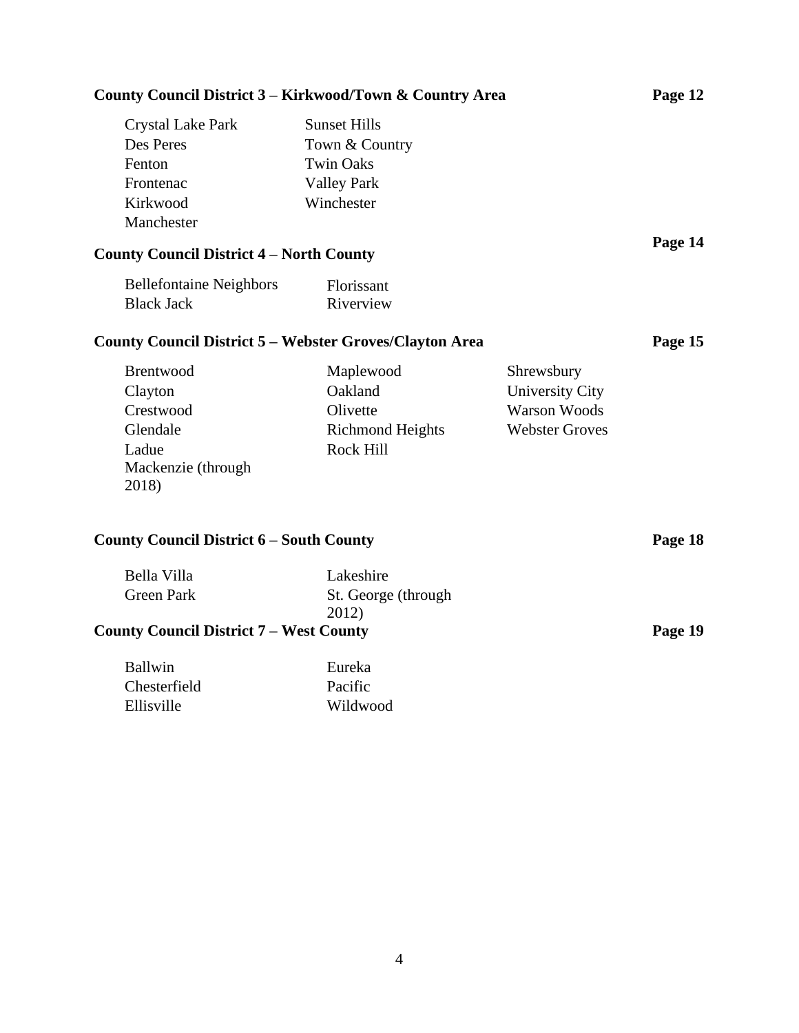**County Council District 3 – Kirkwood/Town & Country Area** **Page 12**

- Crystal Lake Park
- Des Peres
- Fenton
- Frontenac
- Kirkwood
- Manchester
- Sunset Hills
- Town & Country
- Twin Oaks
- Valley Park
- Winchester

**County Council District 4 – North County** **Page 14**

- Bellefontaine Neighbors
- Black Jack
- Florissant
- Riverview

**County Council District 5 – Webster Groves/Clayton Area** **Page 15**

- Brentwood
- Clayton
- Crestwood
- Glendale
- Ladue
- Mackenzie (through 2018)
- Maplewood
- Oakland
- Olivette
- Richmond Heights
- Rock Hill
- Shrewsbury
- University City
- Warson Woods
- Webster Groves

**County Council District 6 – South County** **Page 18**

- Bella Villa
- Green Park
- Lakeshire
- St. George (through 2012)

**County Council District 7 – West County** **Page 19**

- Ballwin
- Chesterfield
- Ellisville
- Eureka
- Pacific
- Wildwood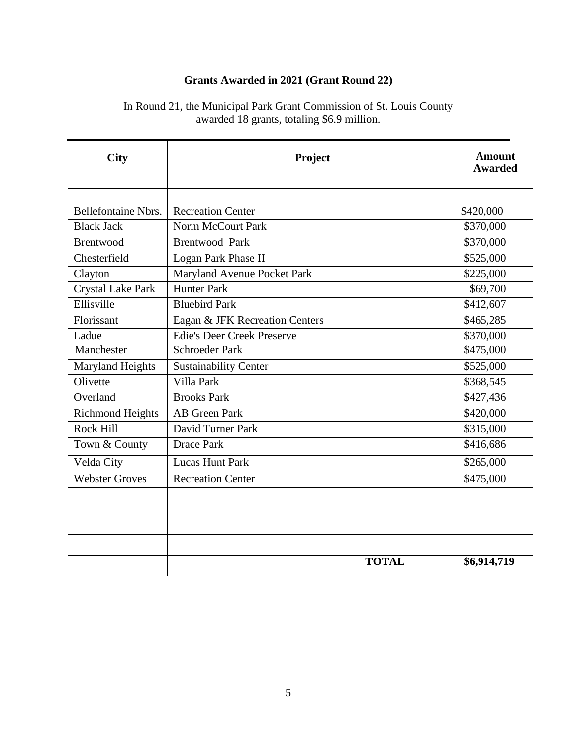**Grants Awarded in 2021 (Grant Round 22)**

In Round 21, the Municipal Park Grant Commission of St. Louis County awarded 18 grants, totaling $6.9 million.

| City | Project | Amount Awarded |
|---|---|---|
| | | |
| Bellefontaine Nbrs. | Recreation Center | $420,000 |
| Black Jack | Norm McCourt Park | $370,000 |
| Brentwood | Brentwood Park | $370,000 |
| Chesterfield | Logan Park Phase II | $525,000 |
| Clayton | Maryland Avenue Pocket Park | $225,000 |
| Crystal Lake Park | Hunter Park | $69,700 |
| Ellisville | Bluebird Park | $412,607 |
| Florissant | Eagan & JFK Recreation Centers | $465,285 |
| Ladue | Edie's Deer Creek Preserve | $370,000 |
| Manchester | Schroeder Park | $475,000 |
| Maryland Heights | Sustainability Center | $525,000 |
| Olivette | Villa Park | $368,545 |
| Overland | Brooks Park | $427,436 |
| Richmond Heights | AB Green Park | $420,000 |
| Rock Hill | David Turner Park | $315,000 |
| Town & County | Drace Park | $416,686 |
| Velda City | Lucas Hunt Park | $265,000 |
| Webster Groves | Recreation Center | $475,000 |
| | | |
| | | |
| | | |
| | | |
| | **TOTAL** | **$6,914,719** |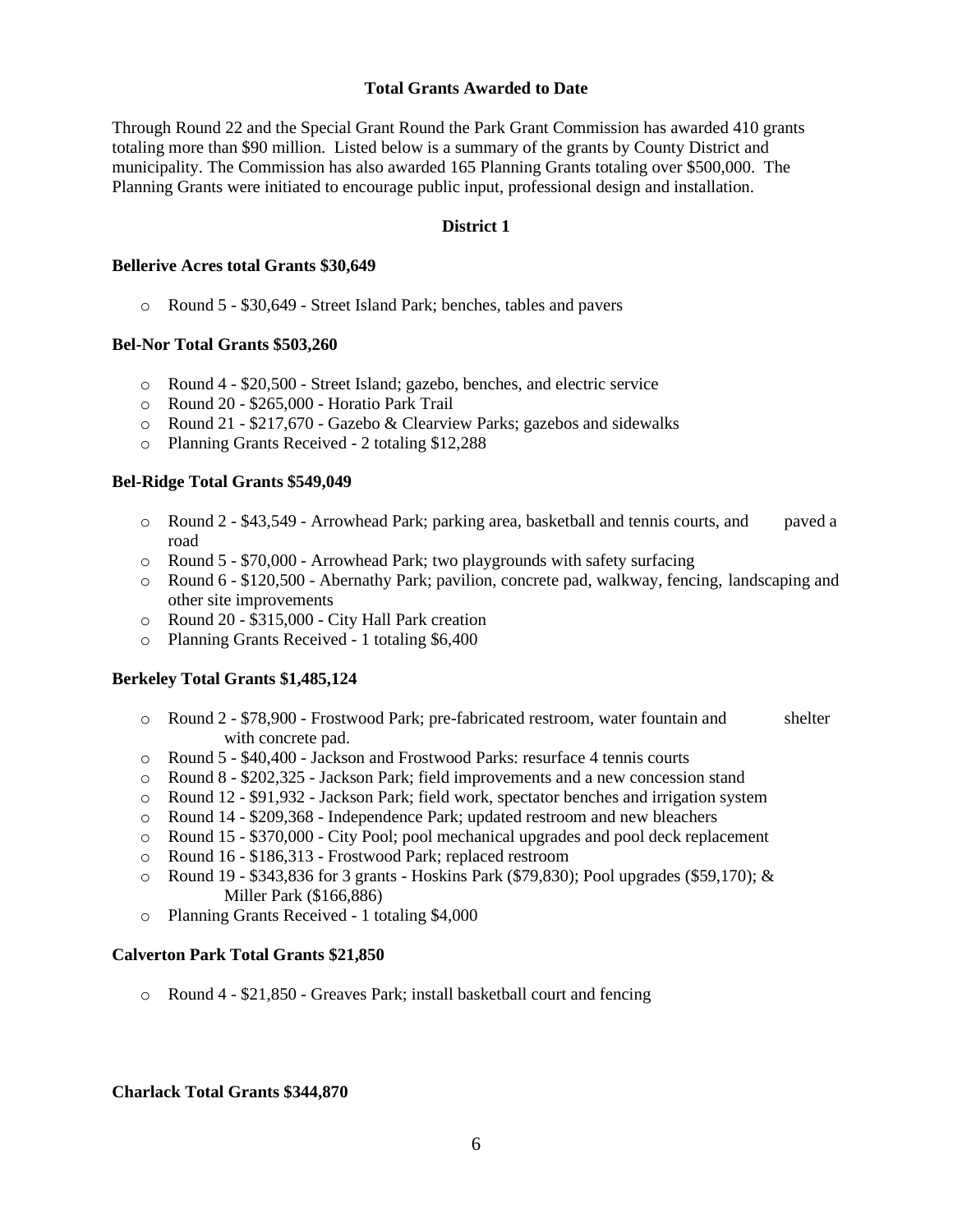**Total Grants Awarded to Date**

Through Round 22 and the Special Grant Round the Park Grant Commission has awarded 410 grants totaling more than $90 million. Listed below is a summary of the grants by County District and municipality. The Commission has also awarded 165 Planning Grants totaling over $500,000. The Planning Grants were initiated to encourage public input, professional design and installation.

## District 1

**Bellerive Acres total Grants $30,649**

- Round 5 - $30,649 - Street Island Park; benches, tables and pavers

**Bel-Nor Total Grants $503,260**

- Round 4 - $20,500 - Street Island; gazebo, benches, and electric service
- Round 20 - $265,000 - Horatio Park Trail
- Round 21 - $217,670 - Gazebo & Clearview Parks; gazebos and sidewalks
- Planning Grants Received - 2 totaling $12,288

**Bel-Ridge Total Grants $549,049**

- Round 2 - $43,549 - Arrowhead Park; parking area, basketball and tennis courts, and paved a road
- Round 5 - $70,000 - Arrowhead Park; two playgrounds with safety surfacing
- Round 6 - $120,500 - Abernathy Park; pavilion, concrete pad, walkway, fencing, landscaping and other site improvements
- Round 20 - $315,000 - City Hall Park creation
- Planning Grants Received - 1 totaling $6,400

**Berkeley Total Grants $1,485,124**

- Round 2 - $78,900 - Frostwood Park; pre-fabricated restroom, water fountain and shelter with concrete pad.
- Round 5 - $40,400 - Jackson and Frostwood Parks: resurface 4 tennis courts
- Round 8 - $202,325 - Jackson Park; field improvements and a new concession stand
- Round 12 - $91,932 - Jackson Park; field work, spectator benches and irrigation system
- Round 14 - $209,368 - Independence Park; updated restroom and new bleachers
- Round 15 - $370,000 - City Pool; pool mechanical upgrades and pool deck replacement
- Round 16 - $186,313 - Frostwood Park; replaced restroom
- Round 19 - $343,836 for 3 grants - Hoskins Park ($79,830); Pool upgrades ($59,170); & Miller Park ($166,886)
- Planning Grants Received - 1 totaling $4,000

**Calverton Park Total Grants $21,850**

- Round 4 - $21,850 - Greaves Park; install basketball court and fencing

**Charlack Total Grants $344,870**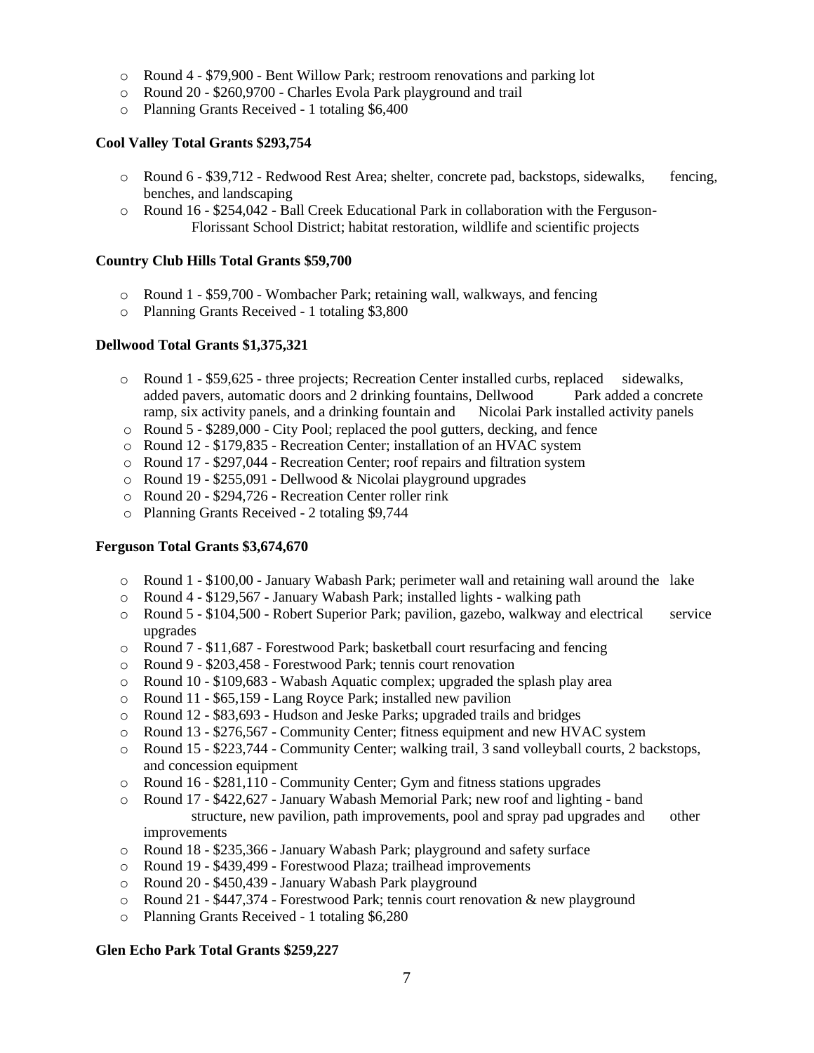- Round 4 - $79,900 - Bent Willow Park; restroom renovations and parking lot
- Round 20 - $260,9700 - Charles Evola Park playground and trail
- Planning Grants Received - 1 totaling $6,400

**Cool Valley Total Grants $293,754**

- Round 6 - $39,712 - Redwood Rest Area; shelter, concrete pad, backstops, sidewalks, fencing, benches, and landscaping
- Round 16 - $254,042 - Ball Creek Educational Park in collaboration with the Ferguson-Florissant School District; habitat restoration, wildlife and scientific projects

**Country Club Hills Total Grants $59,700**

- Round 1 - $59,700 - Wombacher Park; retaining wall, walkways, and fencing
- Planning Grants Received - 1 totaling $3,800

**Dellwood Total Grants $1,375,321**

- Round 1 - $59,625 - three projects; Recreation Center installed curbs, replaced sidewalks, added pavers, automatic doors and 2 drinking fountains, Dellwood Park added a concrete ramp, six activity panels, and a drinking fountain and Nicolai Park installed activity panels
- Round 5 - $289,000 - City Pool; replaced the pool gutters, decking, and fence
- Round 12 - $179,835 - Recreation Center; installation of an HVAC system
- Round 17 - $297,044 - Recreation Center; roof repairs and filtration system
- Round 19 - $255,091 - Dellwood & Nicolai playground upgrades
- Round 20 - $294,726 - Recreation Center roller rink
- Planning Grants Received - 2 totaling $9,744

**Ferguson Total Grants $3,674,670**

- Round 1 - $100,00 - January Wabash Park; perimeter wall and retaining wall around the lake
- Round 4 - $129,567 - January Wabash Park; installed lights - walking path
- Round 5 - $104,500 - Robert Superior Park; pavilion, gazebo, walkway and electrical service upgrades
- Round 7 - $11,687 - Forestwood Park; basketball court resurfacing and fencing
- Round 9 - $203,458 - Forestwood Park; tennis court renovation
- Round 10 - $109,683 - Wabash Aquatic complex; upgraded the splash play area
- Round 11 - $65,159 - Lang Royce Park; installed new pavilion
- Round 12 - $83,693 - Hudson and Jeske Parks; upgraded trails and bridges
- Round 13 - $276,567 - Community Center; fitness equipment and new HVAC system
- Round 15 - $223,744 - Community Center; walking trail, 3 sand volleyball courts, 2 backstops, and concession equipment
- Round 16 - $281,110 - Community Center; Gym and fitness stations upgrades
- Round 17 - $422,627 - January Wabash Memorial Park; new roof and lighting - band structure, new pavilion, path improvements, pool and spray pad upgrades and other improvements
- Round 18 - $235,366 - January Wabash Park; playground and safety surface
- Round 19 - $439,499 - Forestwood Plaza; trailhead improvements
- Round 20 - $450,439 - January Wabash Park playground
- Round 21 - $447,374 - Forestwood Park; tennis court renovation & new playground
- Planning Grants Received - 1 totaling $6,280

**Glen Echo Park Total Grants $259,227**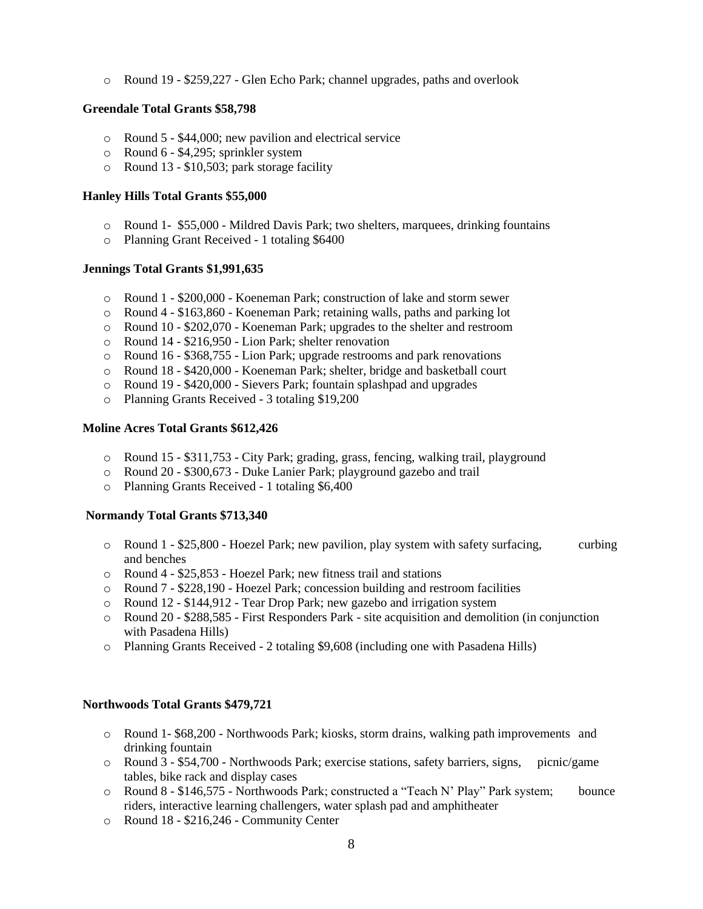- Round 19 - $259,227 - Glen Echo Park; channel upgrades, paths and overlook

**Greendale Total Grants $58,798**

- Round 5 - $44,000; new pavilion and electrical service
- Round 6 - $4,295; sprinkler system
- Round 13 - $10,503; park storage facility

**Hanley Hills Total Grants $55,000**

- Round 1- $55,000 - Mildred Davis Park; two shelters, marquees, drinking fountains
- Planning Grant Received - 1 totaling $6400

**Jennings Total Grants $1,991,635**

- Round 1 - $200,000 - Koeneman Park; construction of lake and storm sewer
- Round 4 - $163,860 - Koeneman Park; retaining walls, paths and parking lot
- Round 10 - $202,070 - Koeneman Park; upgrades to the shelter and restroom
- Round 14 - $216,950 - Lion Park; shelter renovation
- Round 16 - $368,755 - Lion Park; upgrade restrooms and park renovations
- Round 18 - $420,000 - Koeneman Park; shelter, bridge and basketball court
- Round 19 - $420,000 - Sievers Park; fountain splashpad and upgrades
- Planning Grants Received - 3 totaling $19,200

**Moline Acres Total Grants $612,426**

- Round 15 - $311,753 - City Park; grading, grass, fencing, walking trail, playground
- Round 20 - $300,673 - Duke Lanier Park; playground gazebo and trail
- Planning Grants Received - 1 totaling $6,400

**Normandy Total Grants $713,340**

- Round 1 - $25,800 - Hoezel Park; new pavilion, play system with safety surfacing, curbing and benches
- Round 4 - $25,853 - Hoezel Park; new fitness trail and stations
- Round 7 - $228,190 - Hoezel Park; concession building and restroom facilities
- Round 12 - $144,912 - Tear Drop Park; new gazebo and irrigation system
- Round 20 - $288,585 - First Responders Park - site acquisition and demolition (in conjunction with Pasadena Hills)
- Planning Grants Received - 2 totaling $9,608 (including one with Pasadena Hills)

**Northwoods Total Grants $479,721**

- Round 1- $68,200 - Northwoods Park; kiosks, storm drains, walking path improvements and drinking fountain
- Round 3 - $54,700 - Northwoods Park; exercise stations, safety barriers, signs, picnic/game tables, bike rack and display cases
- Round 8 - $146,575 - Northwoods Park; constructed a "Teach N' Play" Park system; bounce riders, interactive learning challengers, water splash pad and amphitheater
- Round 18 - $216,246 - Community Center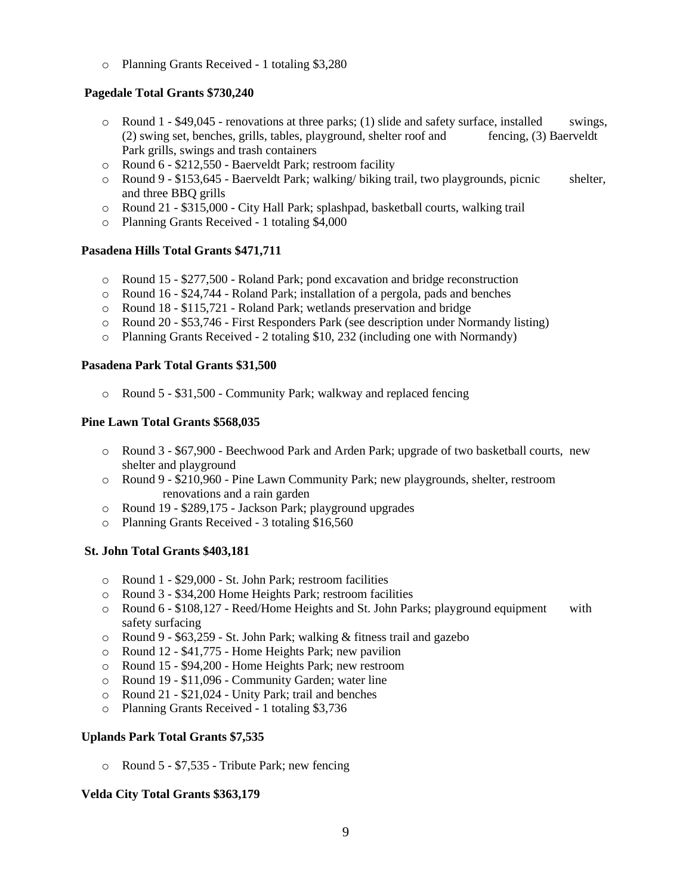- Planning Grants Received - 1 totaling $3,280

**Pagedale Total Grants $730,240**

- Round 1 - $49,045 - renovations at three parks; (1) slide and safety surface, installed swings, (2) swing set, benches, grills, tables, playground, shelter roof and fencing, (3) Baerveldt Park grills, swings and trash containers
- Round 6 - $212,550 - Baerveldt Park; restroom facility
- Round 9 - $153,645 - Baerveldt Park; walking/ biking trail, two playgrounds, picnic shelter, and three BBQ grills
- Round 21 - $315,000 - City Hall Park; splashpad, basketball courts, walking trail
- Planning Grants Received - 1 totaling $4,000

**Pasadena Hills Total Grants $471,711**

- Round 15 - $277,500 - Roland Park; pond excavation and bridge reconstruction
- Round 16 - $24,744 - Roland Park; installation of a pergola, pads and benches
- Round 18 - $115,721 - Roland Park; wetlands preservation and bridge
- Round 20 - $53,746 - First Responders Park (see description under Normandy listing)
- Planning Grants Received - 2 totaling $10, 232 (including one with Normandy)

**Pasadena Park Total Grants $31,500**

- Round 5 - $31,500 - Community Park; walkway and replaced fencing

**Pine Lawn Total Grants $568,035**

- Round 3 - $67,900 - Beechwood Park and Arden Park; upgrade of two basketball courts, new shelter and playground
- Round 9 - $210,960 - Pine Lawn Community Park; new playgrounds, shelter, restroom renovations and a rain garden
- Round 19 - $289,175 - Jackson Park; playground upgrades
- Planning Grants Received - 3 totaling $16,560

**St. John Total Grants $403,181**

- Round 1 - $29,000 - St. John Park; restroom facilities
- Round 3 - $34,200 Home Heights Park; restroom facilities
- Round 6 - $108,127 - Reed/Home Heights and St. John Parks; playground equipment with safety surfacing
- Round 9 - $63,259 - St. John Park; walking & fitness trail and gazebo
- Round 12 - $41,775 - Home Heights Park; new pavilion
- Round 15 - $94,200 - Home Heights Park; new restroom
- Round 19 - $11,096 - Community Garden; water line
- Round 21 - $21,024 - Unity Park; trail and benches
- Planning Grants Received - 1 totaling $3,736

**Uplands Park Total Grants $7,535**

- Round 5 - $7,535 - Tribute Park; new fencing

**Velda City Total Grants $363,179**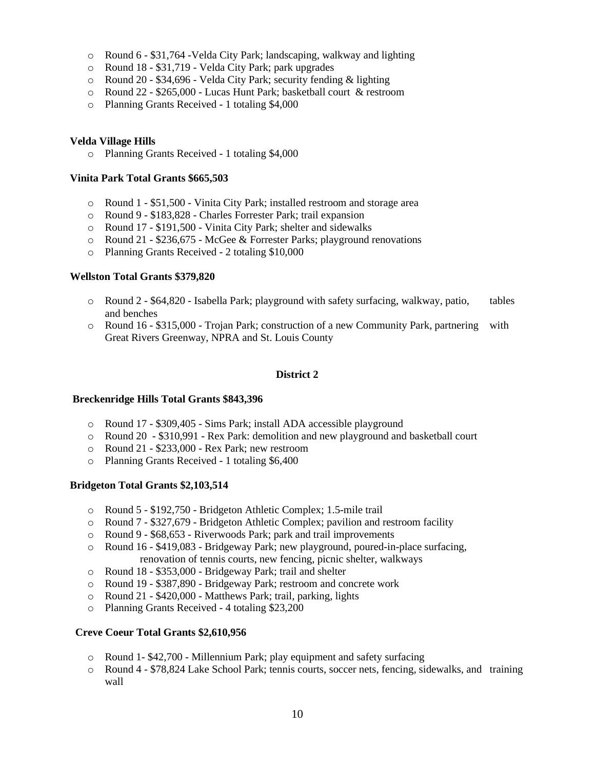- Round 6 - $31,764 -Velda City Park; landscaping, walkway and lighting
- Round 18 - $31,719 - Velda City Park; park upgrades
- Round 20 - $34,696 - Velda City Park; security fending & lighting
- Round 22 - $265,000 - Lucas Hunt Park; basketball court & restroom
- Planning Grants Received - 1 totaling $4,000

**Velda Village Hills**

- Planning Grants Received - 1 totaling $4,000

**Vinita Park Total Grants $665,503**

- Round 1 - $51,500 - Vinita City Park; installed restroom and storage area
- Round 9 - $183,828 - Charles Forrester Park; trail expansion
- Round 17 - $191,500 - Vinita City Park; shelter and sidewalks
- Round 21 - $236,675 - McGee & Forrester Parks; playground renovations
- Planning Grants Received - 2 totaling $10,000

**Wellston Total Grants $379,820**

- Round 2 - $64,820 - Isabella Park; playground with safety surfacing, walkway, patio, tables and benches
- Round 16 - $315,000 - Trojan Park; construction of a new Community Park, partnering with Great Rivers Greenway, NPRA and St. Louis County

## District 2

**Breckenridge Hills Total Grants $843,396**

- Round 17 - $309,405 - Sims Park; install ADA accessible playground
- Round 20 - $310,991 - Rex Park: demolition and new playground and basketball court
- Round 21 - $233,000 - Rex Park; new restroom
- Planning Grants Received - 1 totaling $6,400

**Bridgeton Total Grants $2,103,514**

- Round 5 - $192,750 - Bridgeton Athletic Complex; 1.5-mile trail
- Round 7 - $327,679 - Bridgeton Athletic Complex; pavilion and restroom facility
- Round 9 - $68,653 - Riverwoods Park; park and trail improvements
- Round 16 - $419,083 - Bridgeway Park; new playground, poured-in-place surfacing, renovation of tennis courts, new fencing, picnic shelter, walkways
- Round 18 - $353,000 - Bridgeway Park; trail and shelter
- Round 19 - $387,890 - Bridgeway Park; restroom and concrete work
- Round 21 - $420,000 - Matthews Park; trail, parking, lights
- Planning Grants Received - 4 totaling $23,200

**Creve Coeur Total Grants $2,610,956**

- Round 1- $42,700 - Millennium Park; play equipment and safety surfacing
- Round 4 - $78,824 Lake School Park; tennis courts, soccer nets, fencing, sidewalks, and training wall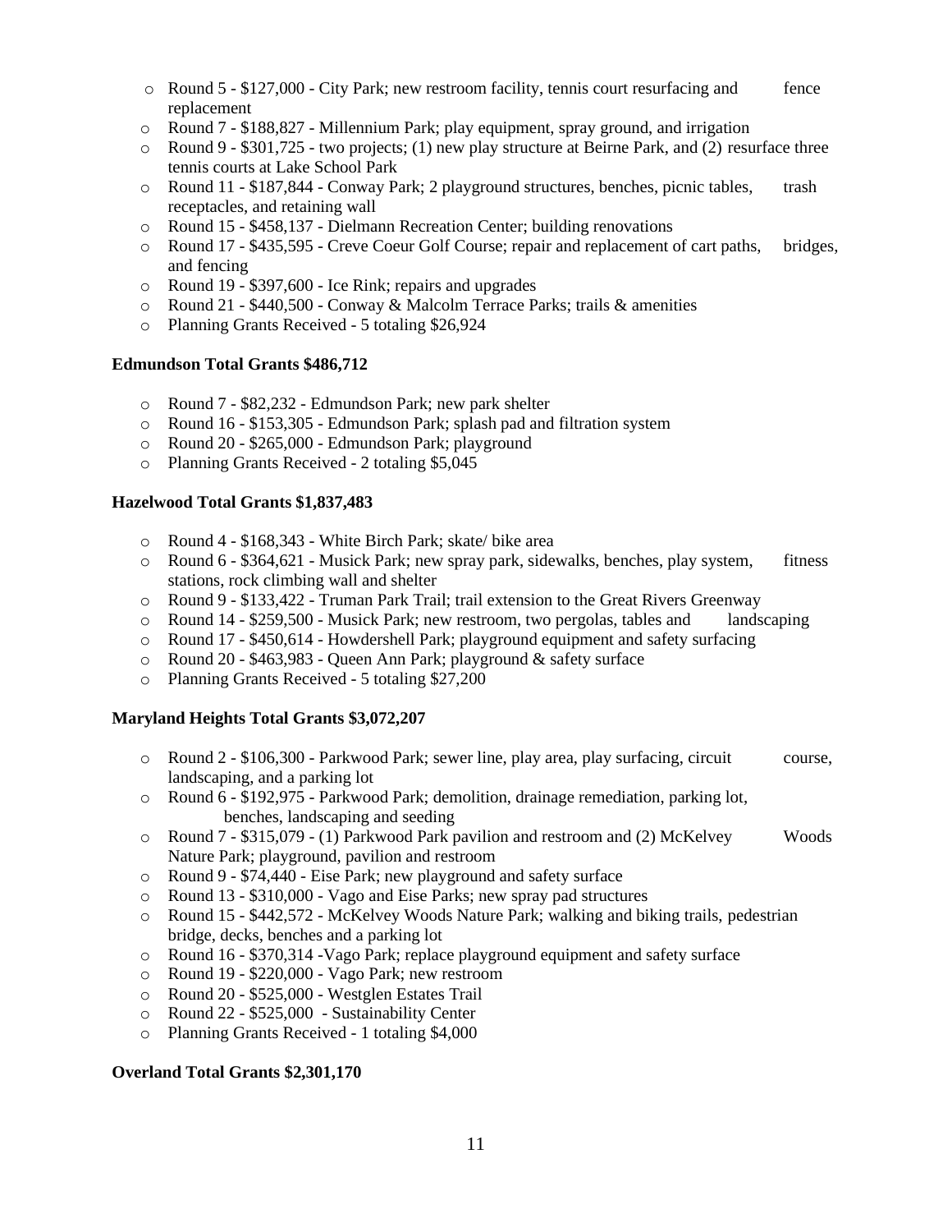- Round 5 - $127,000 - City Park; new restroom facility, tennis court resurfacing and fence replacement
- Round 7 - $188,827 - Millennium Park; play equipment, spray ground, and irrigation
- Round 9 - $301,725 - two projects; (1) new play structure at Beirne Park, and (2) resurface three tennis courts at Lake School Park
- Round 11 - $187,844 - Conway Park; 2 playground structures, benches, picnic tables, trash receptacles, and retaining wall
- Round 15 - $458,137 - Dielmann Recreation Center; building renovations
- Round 17 - $435,595 - Creve Coeur Golf Course; repair and replacement of cart paths, bridges, and fencing
- Round 19 - $397,600 - Ice Rink; repairs and upgrades
- Round 21 - $440,500 - Conway & Malcolm Terrace Parks; trails & amenities
- Planning Grants Received - 5 totaling $26,924

**Edmundson Total Grants $486,712**

- Round 7 - $82,232 - Edmundson Park; new park shelter
- Round 16 - $153,305 - Edmundson Park; splash pad and filtration system
- Round 20 - $265,000 - Edmundson Park; playground
- Planning Grants Received - 2 totaling $5,045

**Hazelwood Total Grants $1,837,483**

- Round 4 - $168,343 - White Birch Park; skate/ bike area
- Round 6 - $364,621 - Musick Park; new spray park, sidewalks, benches, play system, fitness stations, rock climbing wall and shelter
- Round 9 - $133,422 - Truman Park Trail; trail extension to the Great Rivers Greenway
- Round 14 - $259,500 - Musick Park; new restroom, two pergolas, tables and landscaping
- Round 17 - $450,614 - Howdershell Park; playground equipment and safety surfacing
- Round 20 - $463,983 - Queen Ann Park; playground & safety surface
- Planning Grants Received - 5 totaling $27,200

**Maryland Heights Total Grants $3,072,207**

- Round 2 - $106,300 - Parkwood Park; sewer line, play area, play surfacing, circuit course, landscaping, and a parking lot
- Round 6 - $192,975 - Parkwood Park; demolition, drainage remediation, parking lot, benches, landscaping and seeding
- Round 7 - $315,079 - (1) Parkwood Park pavilion and restroom and (2) McKelvey Woods Nature Park; playground, pavilion and restroom
- Round 9 - $74,440 - Eise Park; new playground and safety surface
- Round 13 - $310,000 - Vago and Eise Parks; new spray pad structures
- Round 15 - $442,572 - McKelvey Woods Nature Park; walking and biking trails, pedestrian bridge, decks, benches and a parking lot
- Round 16 - $370,314 -Vago Park; replace playground equipment and safety surface
- Round 19 - $220,000 - Vago Park; new restroom
- Round 20 - $525,000 - Westglen Estates Trail
- Round 22 - $525,000 - Sustainability Center
- Planning Grants Received - 1 totaling $4,000

**Overland Total Grants $2,301,170**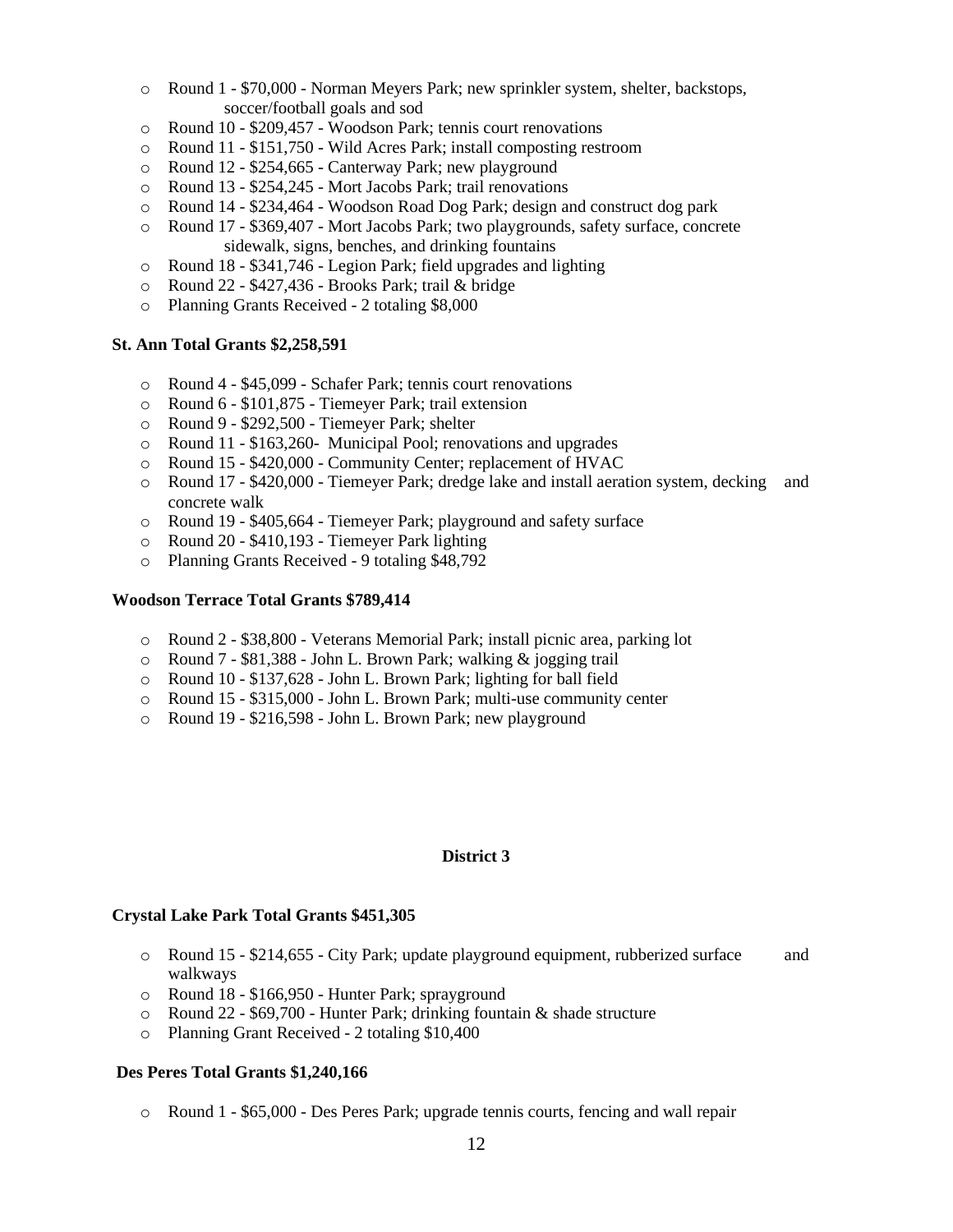- Round 1 - $70,000 - Norman Meyers Park; new sprinkler system, shelter, backstops, soccer/football goals and sod
- Round 10 - $209,457 - Woodson Park; tennis court renovations
- Round 11 - $151,750 - Wild Acres Park; install composting restroom
- Round 12 - $254,665 - Canterway Park; new playground
- Round 13 - $254,245 - Mort Jacobs Park; trail renovations
- Round 14 - $234,464 - Woodson Road Dog Park; design and construct dog park
- Round 17 - $369,407 - Mort Jacobs Park; two playgrounds, safety surface, concrete sidewalk, signs, benches, and drinking fountains
- Round 18 - $341,746 - Legion Park; field upgrades and lighting
- Round 22 - $427,436 - Brooks Park; trail & bridge
- Planning Grants Received - 2 totaling $8,000

**St. Ann Total Grants $2,258,591**

- Round 4 - $45,099 - Schafer Park; tennis court renovations
- Round 6 - $101,875 - Tiemeyer Park; trail extension
- Round 9 - $292,500 - Tiemeyer Park; shelter
- Round 11 - $163,260- Municipal Pool; renovations and upgrades
- Round 15 - $420,000 - Community Center; replacement of HVAC
- Round 17 - $420,000 - Tiemeyer Park; dredge lake and install aeration system, decking and concrete walk
- Round 19 - $405,664 - Tiemeyer Park; playground and safety surface
- Round 20 - $410,193 - Tiemeyer Park lighting
- Planning Grants Received - 9 totaling $48,792

**Woodson Terrace Total Grants $789,414**

- Round 2 - $38,800 - Veterans Memorial Park; install picnic area, parking lot
- Round 7 - $81,388 - John L. Brown Park; walking & jogging trail
- Round 10 - $137,628 - John L. Brown Park; lighting for ball field
- Round 15 - $315,000 - John L. Brown Park; multi-use community center
- Round 19 - $216,598 - John L. Brown Park; new playground

## District 3

**Crystal Lake Park Total Grants $451,305**

- Round 15 - $214,655 - City Park; update playground equipment, rubberized surface and walkways
- Round 18 - $166,950 - Hunter Park; sprayground
- Round 22 - $69,700 - Hunter Park; drinking fountain & shade structure
- Planning Grant Received - 2 totaling $10,400

**Des Peres Total Grants $1,240,166**

- Round 1 - $65,000 - Des Peres Park; upgrade tennis courts, fencing and wall repair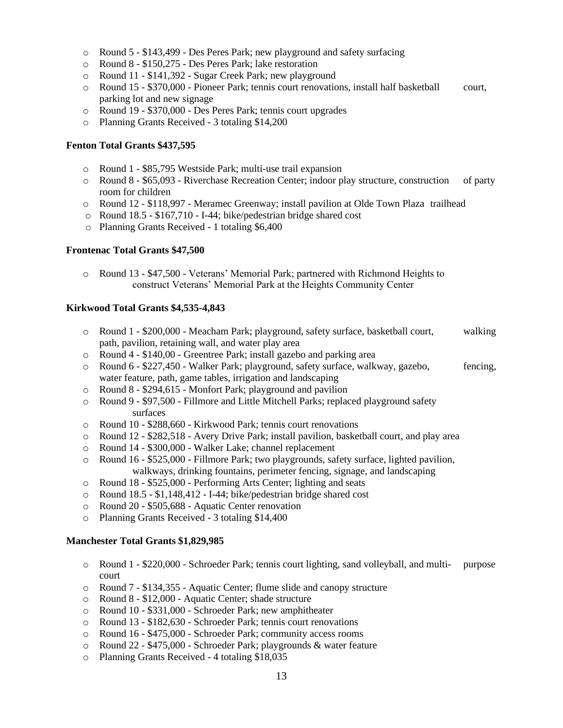- Round 5 - $143,499 - Des Peres Park; new playground and safety surfacing
- Round 8 - $150,275 - Des Peres Park; lake restoration
- Round 11 - $141,392 - Sugar Creek Park; new playground
- Round 15 - $370,000 - Pioneer Park; tennis court renovations, install half basketball court, parking lot and new signage
- Round 19 - $370,000 - Des Peres Park; tennis court upgrades
- Planning Grants Received - 3 totaling $14,200

**Fenton Total Grants $437,595**

- Round 1 - $85,795 Westside Park; multi-use trail expansion
- Round 8 - $65,093 - Riverchase Recreation Center; indoor play structure, construction of party room for children
- Round 12 - $118,997 - Meramec Greenway; install pavilion at Olde Town Plaza trailhead
- Round 18.5 - $167,710 - I-44; bike/pedestrian bridge shared cost
- Planning Grants Received - 1 totaling $6,400

**Frontenac Total Grants $47,500**

- Round 13 - $47,500 - Veterans' Memorial Park; partnered with Richmond Heights to construct Veterans' Memorial Park at the Heights Community Center

**Kirkwood Total Grants $4,535-4,843**

- Round 1 - $200,000 - Meacham Park; playground, safety surface, basketball court, walking path, pavilion, retaining wall, and water play area
- Round 4 - $140,00 - Greentree Park; install gazebo and parking area
- Round 6 - $227,450 - Walker Park; playground, safety surface, walkway, gazebo, fencing, water feature, path, game tables, irrigation and landscaping
- Round 8 - $294,615 - Monfort Park; playground and pavilion
- Round 9 - $97,500 - Fillmore and Little Mitchell Parks; replaced playground safety surfaces
- Round 10 - $288,660 - Kirkwood Park; tennis court renovations
- Round 12 - $282,518 - Avery Drive Park; install pavilion, basketball court, and play area
- Round 14 - $300,000 - Walker Lake; channel replacement
- Round 16 - $525,000 - Fillmore Park; two playgrounds, safety surface, lighted pavilion, walkways, drinking fountains, perimeter fencing, signage, and landscaping
- Round 18 - $525,000 - Performing Arts Center; lighting and seats
- Round 18.5 - $1,148,412 - I-44; bike/pedestrian bridge shared cost
- Round 20 - $505,688 - Aquatic Center renovation
- Planning Grants Received - 3 totaling $14,400

**Manchester Total Grants $1,829,985**

- Round 1 - $220,000 - Schroeder Park; tennis court lighting, sand volleyball, and multi-purpose court
- Round 7 - $134,355 - Aquatic Center; flume slide and canopy structure
- Round 8 - $12,000 - Aquatic Center; shade structure
- Round 10 - $331,000 - Schroeder Park; new amphitheater
- Round 13 - $182,630 - Schroeder Park; tennis court renovations
- Round 16 - $475,000 - Schroeder Park; community access rooms
- Round 22 - $475,000 - Schroeder Park; playgrounds & water feature
- Planning Grants Received - 4 totaling $18,035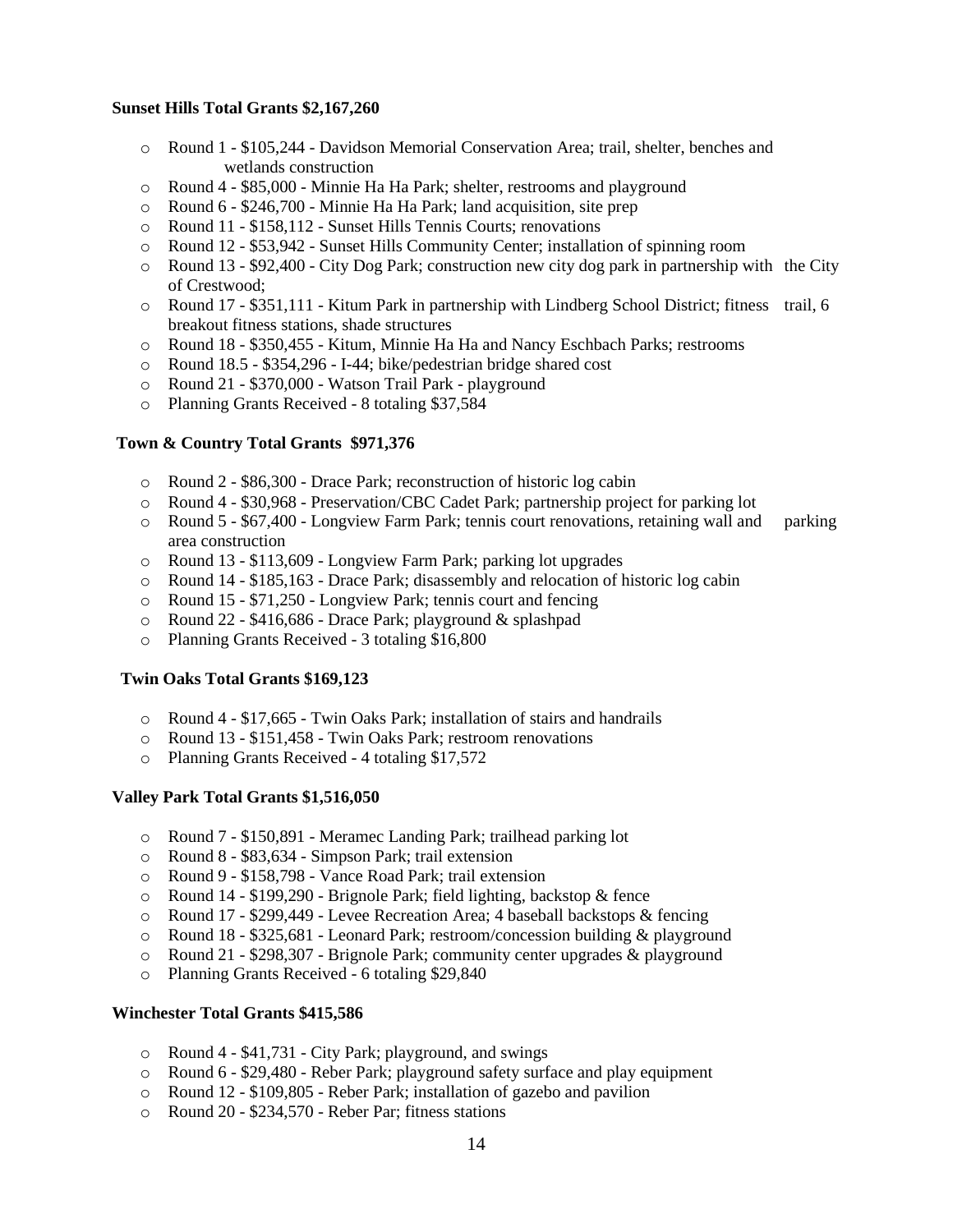**Sunset Hills Total Grants $2,167,260**

- Round 1 - $105,244 - Davidson Memorial Conservation Area; trail, shelter, benches and wetlands construction
- Round 4 - $85,000 - Minnie Ha Ha Park; shelter, restrooms and playground
- Round 6 - $246,700 - Minnie Ha Ha Park; land acquisition, site prep
- Round 11 - $158,112 - Sunset Hills Tennis Courts; renovations
- Round 12 - $53,942 - Sunset Hills Community Center; installation of spinning room
- Round 13 - $92,400 - City Dog Park; construction new city dog park in partnership with the City of Crestwood;
- Round 17 - $351,111 - Kitum Park in partnership with Lindberg School District; fitness trail, 6 breakout fitness stations, shade structures
- Round 18 - $350,455 - Kitum, Minnie Ha Ha and Nancy Eschbach Parks; restrooms
- Round 18.5 - $354,296 - I-44; bike/pedestrian bridge shared cost
- Round 21 - $370,000 - Watson Trail Park - playground
- Planning Grants Received - 8 totaling $37,584

**Town & Country Total Grants $971,376**

- Round 2 - $86,300 - Drace Park; reconstruction of historic log cabin
- Round 4 - $30,968 - Preservation/CBC Cadet Park; partnership project for parking lot
- Round 5 - $67,400 - Longview Farm Park; tennis court renovations, retaining wall and parking area construction
- Round 13 - $113,609 - Longview Farm Park; parking lot upgrades
- Round 14 - $185,163 - Drace Park; disassembly and relocation of historic log cabin
- Round 15 - $71,250 - Longview Park; tennis court and fencing
- Round 22 - $416,686 - Drace Park; playground & splashpad
- Planning Grants Received - 3 totaling $16,800

**Twin Oaks Total Grants $169,123**

- Round 4 - $17,665 - Twin Oaks Park; installation of stairs and handrails
- Round 13 - $151,458 - Twin Oaks Park; restroom renovations
- Planning Grants Received - 4 totaling $17,572

**Valley Park Total Grants $1,516,050**

- Round 7 - $150,891 - Meramec Landing Park; trailhead parking lot
- Round 8 - $83,634 - Simpson Park; trail extension
- Round 9 - $158,798 - Vance Road Park; trail extension
- Round 14 - $199,290 - Brignole Park; field lighting, backstop & fence
- Round 17 - $299,449 - Levee Recreation Area; 4 baseball backstops & fencing
- Round 18 - $325,681 - Leonard Park; restroom/concession building & playground
- Round 21 - $298,307 - Brignole Park; community center upgrades & playground
- Planning Grants Received - 6 totaling $29,840

**Winchester Total Grants $415,586**

- Round 4 - $41,731 - City Park; playground, and swings
- Round 6 - $29,480 - Reber Park; playground safety surface and play equipment
- Round 12 - $109,805 - Reber Park; installation of gazebo and pavilion
- Round 20 - $234,570 - Reber Par; fitness stations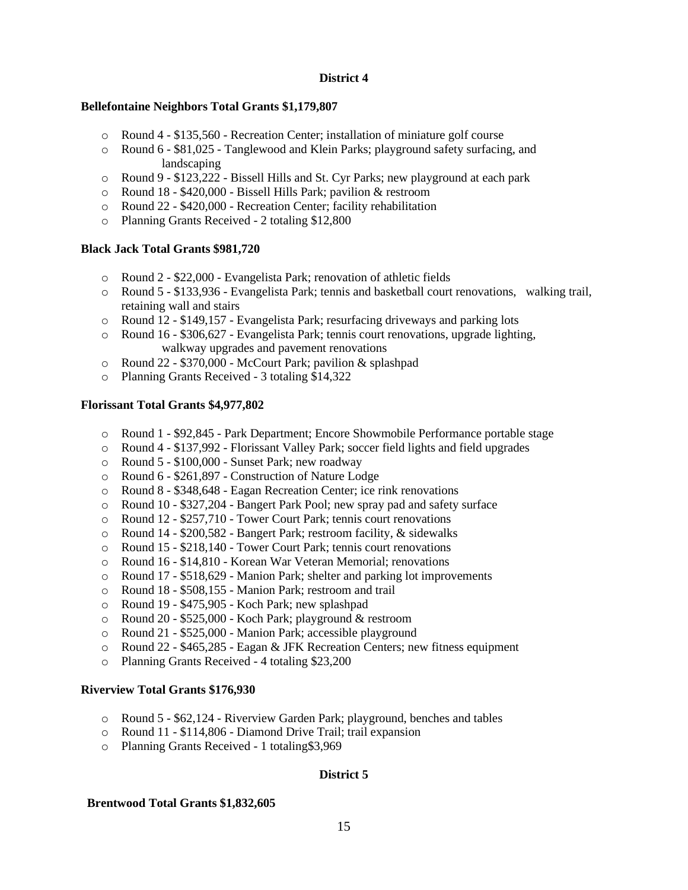## District 4

**Bellefontaine Neighbors Total Grants $1,179,807**

- Round 4 - $135,560 - Recreation Center; installation of miniature golf course
- Round 6 - $81,025 - Tanglewood and Klein Parks; playground safety surfacing, and landscaping
- Round 9 - $123,222 - Bissell Hills and St. Cyr Parks; new playground at each park
- Round 18 - $420,000 - Bissell Hills Park; pavilion & restroom
- Round 22 - $420,000 - Recreation Center; facility rehabilitation
- Planning Grants Received - 2 totaling $12,800

**Black Jack Total Grants $981,720**

- Round 2 - $22,000 - Evangelista Park; renovation of athletic fields
- Round 5 - $133,936 - Evangelista Park; tennis and basketball court renovations, walking trail, retaining wall and stairs
- Round 12 - $149,157 - Evangelista Park; resurfacing driveways and parking lots
- Round 16 - $306,627 - Evangelista Park; tennis court renovations, upgrade lighting, walkway upgrades and pavement renovations
- Round 22 - $370,000 - McCourt Park; pavilion & splashpad
- Planning Grants Received - 3 totaling $14,322

**Florissant Total Grants $4,977,802**

- Round 1 - $92,845 - Park Department; Encore Showmobile Performance portable stage
- Round 4 - $137,992 - Florissant Valley Park; soccer field lights and field upgrades
- Round 5 - $100,000 - Sunset Park; new roadway
- Round 6 - $261,897 - Construction of Nature Lodge
- Round 8 - $348,648 - Eagan Recreation Center; ice rink renovations
- Round 10 - $327,204 - Bangert Park Pool; new spray pad and safety surface
- Round 12 - $257,710 - Tower Court Park; tennis court renovations
- Round 14 - $200,582 - Bangert Park; restroom facility, & sidewalks
- Round 15 - $218,140 - Tower Court Park; tennis court renovations
- Round 16 - $14,810 - Korean War Veteran Memorial; renovations
- Round 17 - $518,629 - Manion Park; shelter and parking lot improvements
- Round 18 - $508,155 - Manion Park; restroom and trail
- Round 19 - $475,905 - Koch Park; new splashpad
- Round 20 - $525,000 - Koch Park; playground & restroom
- Round 21 - $525,000 - Manion Park; accessible playground
- Round 22 - $465,285 - Eagan & JFK Recreation Centers; new fitness equipment
- Planning Grants Received - 4 totaling $23,200

**Riverview Total Grants $176,930**

- Round 5 - $62,124 - Riverview Garden Park; playground, benches and tables
- Round 11 - $114,806 - Diamond Drive Trail; trail expansion
- Planning Grants Received - 1 totaling$3,969

## District 5

**Brentwood Total Grants $1,832,605**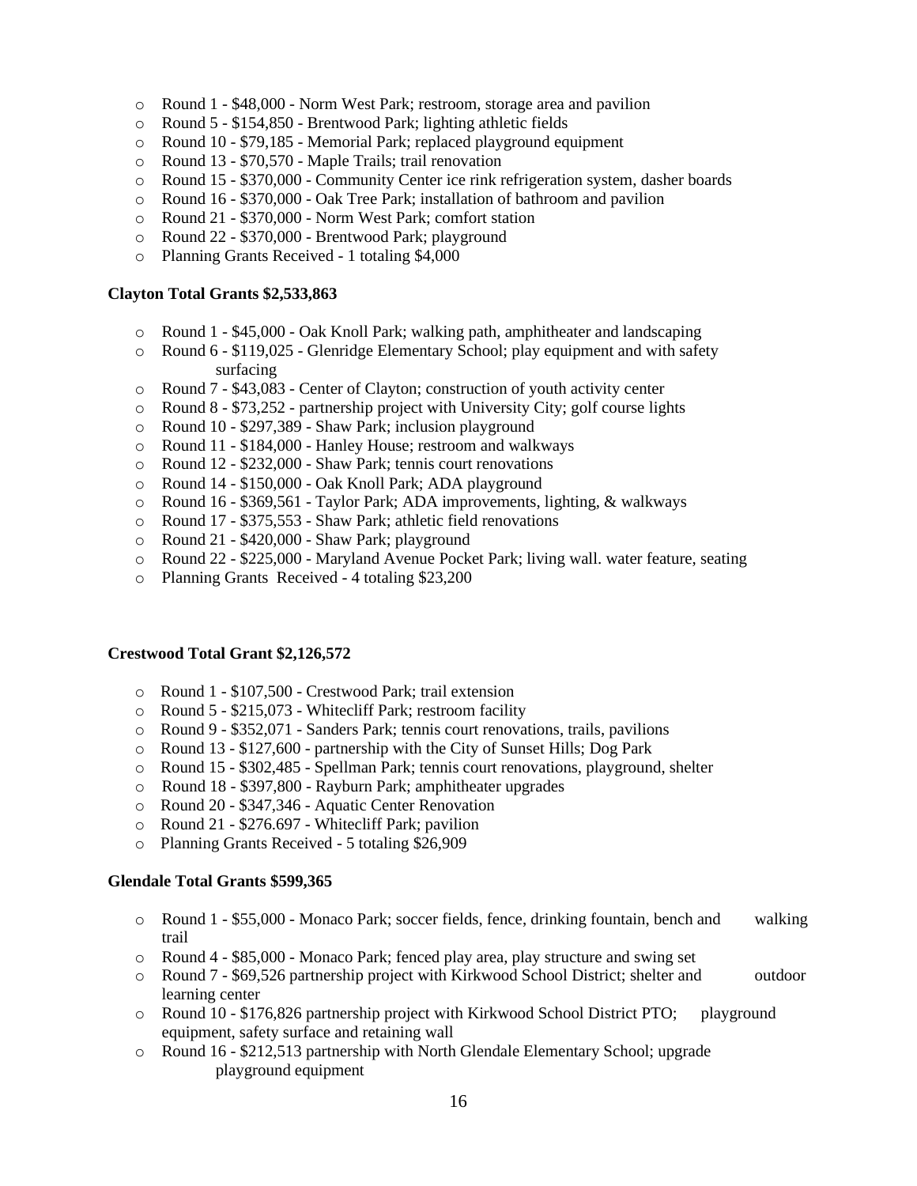- Round 1 - $48,000 - Norm West Park; restroom, storage area and pavilion
- Round 5 - $154,850 - Brentwood Park; lighting athletic fields
- Round 10 - $79,185 - Memorial Park; replaced playground equipment
- Round 13 - $70,570 - Maple Trails; trail renovation
- Round 15 - $370,000 - Community Center ice rink refrigeration system, dasher boards
- Round 16 - $370,000 - Oak Tree Park; installation of bathroom and pavilion
- Round 21 - $370,000 - Norm West Park; comfort station
- Round 22 - $370,000 - Brentwood Park; playground
- Planning Grants Received - 1 totaling $4,000

**Clayton Total Grants $2,533,863**

- Round 1 - $45,000 - Oak Knoll Park; walking path, amphitheater and landscaping
- Round 6 - $119,025 - Glenridge Elementary School; play equipment and with safety surfacing
- Round 7 - $43,083 - Center of Clayton; construction of youth activity center
- Round 8 - $73,252 - partnership project with University City; golf course lights
- Round 10 - $297,389 - Shaw Park; inclusion playground
- Round 11 - $184,000 - Hanley House; restroom and walkways
- Round 12 - $232,000 - Shaw Park; tennis court renovations
- Round 14 - $150,000 - Oak Knoll Park; ADA playground
- Round 16 - $369,561 - Taylor Park; ADA improvements, lighting, & walkways
- Round 17 - $375,553 - Shaw Park; athletic field renovations
- Round 21 - $420,000 - Shaw Park; playground
- Round 22 - $225,000 - Maryland Avenue Pocket Park; living wall. water feature, seating
- Planning Grants Received - 4 totaling $23,200

**Crestwood Total Grant $2,126,572**

- Round 1 - $107,500 - Crestwood Park; trail extension
- Round 5 - $215,073 - Whitecliff Park; restroom facility
- Round 9 - $352,071 - Sanders Park; tennis court renovations, trails, pavilions
- Round 13 - $127,600 - partnership with the City of Sunset Hills; Dog Park
- Round 15 - $302,485 - Spellman Park; tennis court renovations, playground, shelter
- Round 18 - $397,800 - Rayburn Park; amphitheater upgrades
- Round 20 - $347,346 - Aquatic Center Renovation
- Round 21 - $276.697 - Whitecliff Park; pavilion
- Planning Grants Received - 5 totaling $26,909

**Glendale Total Grants $599,365**

- Round 1 - $55,000 - Monaco Park; soccer fields, fence, drinking fountain, bench and walking trail
- Round 4 - $85,000 - Monaco Park; fenced play area, play structure and swing set
- Round 7 - $69,526 partnership project with Kirkwood School District; shelter and outdoor learning center
- Round 10 - $176,826 partnership project with Kirkwood School District PTO; playground equipment, safety surface and retaining wall
- Round 16 - $212,513 partnership with North Glendale Elementary School; upgrade playground equipment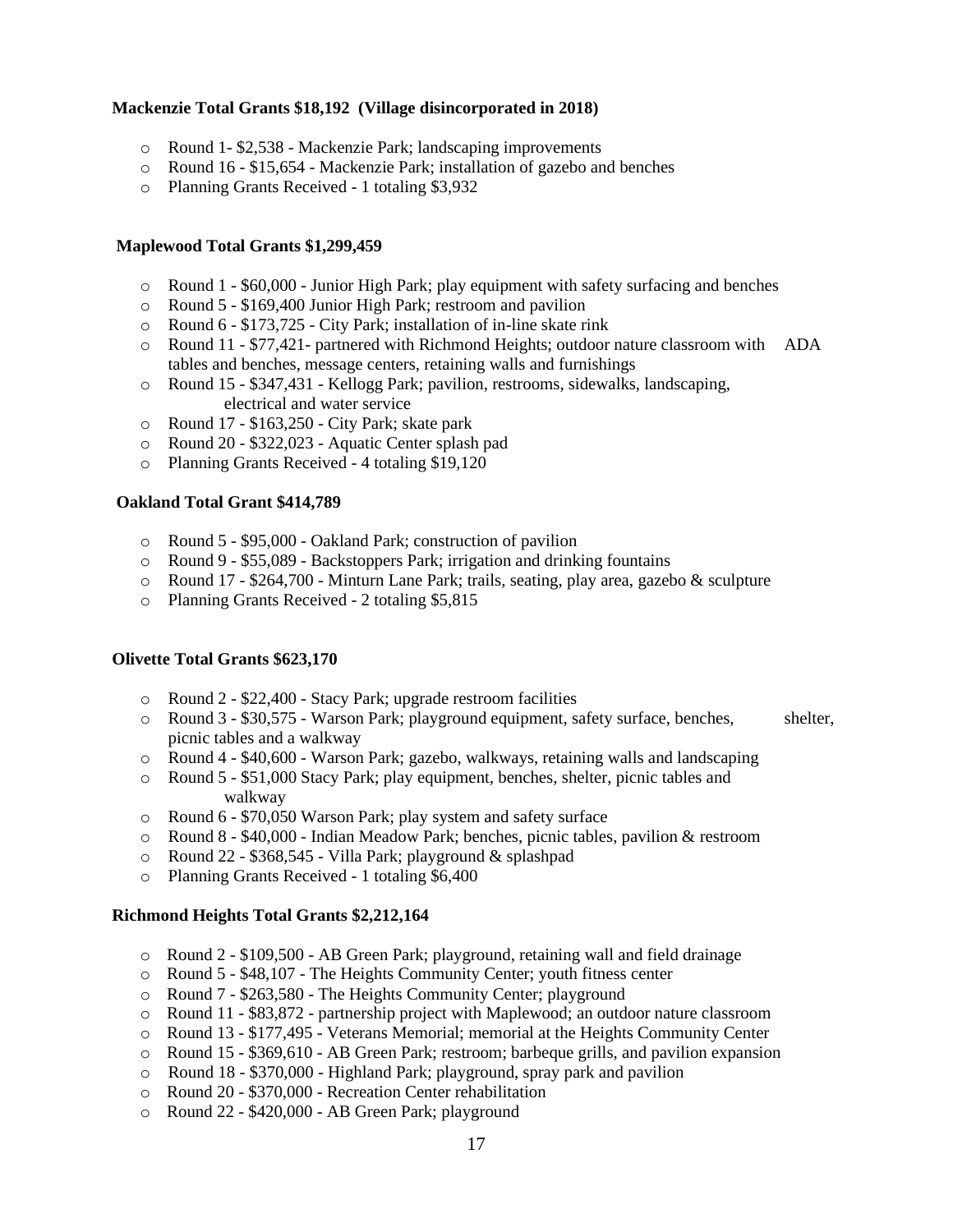**Mackenzie Total Grants $18,192 (Village disincorporated in 2018)**

- Round 1- $2,538 - Mackenzie Park; landscaping improvements
- Round 16 - $15,654 - Mackenzie Park; installation of gazebo and benches
- Planning Grants Received - 1 totaling $3,932

**Maplewood Total Grants $1,299,459**

- Round 1 - $60,000 - Junior High Park; play equipment with safety surfacing and benches
- Round 5 - $169,400 Junior High Park; restroom and pavilion
- Round 6 - $173,725 - City Park; installation of in-line skate rink
- Round 11 - $77,421- partnered with Richmond Heights; outdoor nature classroom with ADA tables and benches, message centers, retaining walls and furnishings
- Round 15 - $347,431 - Kellogg Park; pavilion, restrooms, sidewalks, landscaping, electrical and water service
- Round 17 - $163,250 - City Park; skate park
- Round 20 - $322,023 - Aquatic Center splash pad
- Planning Grants Received - 4 totaling $19,120

**Oakland Total Grant $414,789**

- Round 5 - $95,000 - Oakland Park; construction of pavilion
- Round 9 - $55,089 - Backstoppers Park; irrigation and drinking fountains
- Round 17 - $264,700 - Minturn Lane Park; trails, seating, play area, gazebo & sculpture
- Planning Grants Received - 2 totaling $5,815

**Olivette Total Grants $623,170**

- Round 2 - $22,400 - Stacy Park; upgrade restroom facilities
- Round 3 - $30,575 - Warson Park; playground equipment, safety surface, benches, shelter, picnic tables and a walkway
- Round 4 - $40,600 - Warson Park; gazebo, walkways, retaining walls and landscaping
- Round 5 - $51,000 Stacy Park; play equipment, benches, shelter, picnic tables and walkway
- Round 6 - $70,050 Warson Park; play system and safety surface
- Round 8 - $40,000 - Indian Meadow Park; benches, picnic tables, pavilion & restroom
- Round 22 - $368,545 - Villa Park; playground & splashpad
- Planning Grants Received - 1 totaling $6,400

**Richmond Heights Total Grants $2,212,164**

- Round 2 - $109,500 - AB Green Park; playground, retaining wall and field drainage
- Round 5 - $48,107 - The Heights Community Center; youth fitness center
- Round 7 - $263,580 - The Heights Community Center; playground
- Round 11 - $83,872 - partnership project with Maplewood; an outdoor nature classroom
- Round 13 - $177,495 - Veterans Memorial; memorial at the Heights Community Center
- Round 15 - $369,610 - AB Green Park; restroom; barbeque grills, and pavilion expansion
- Round 18 - $370,000 - Highland Park; playground, spray park and pavilion
- Round 20 - $370,000 - Recreation Center rehabilitation
- Round 22 - $420,000 - AB Green Park; playground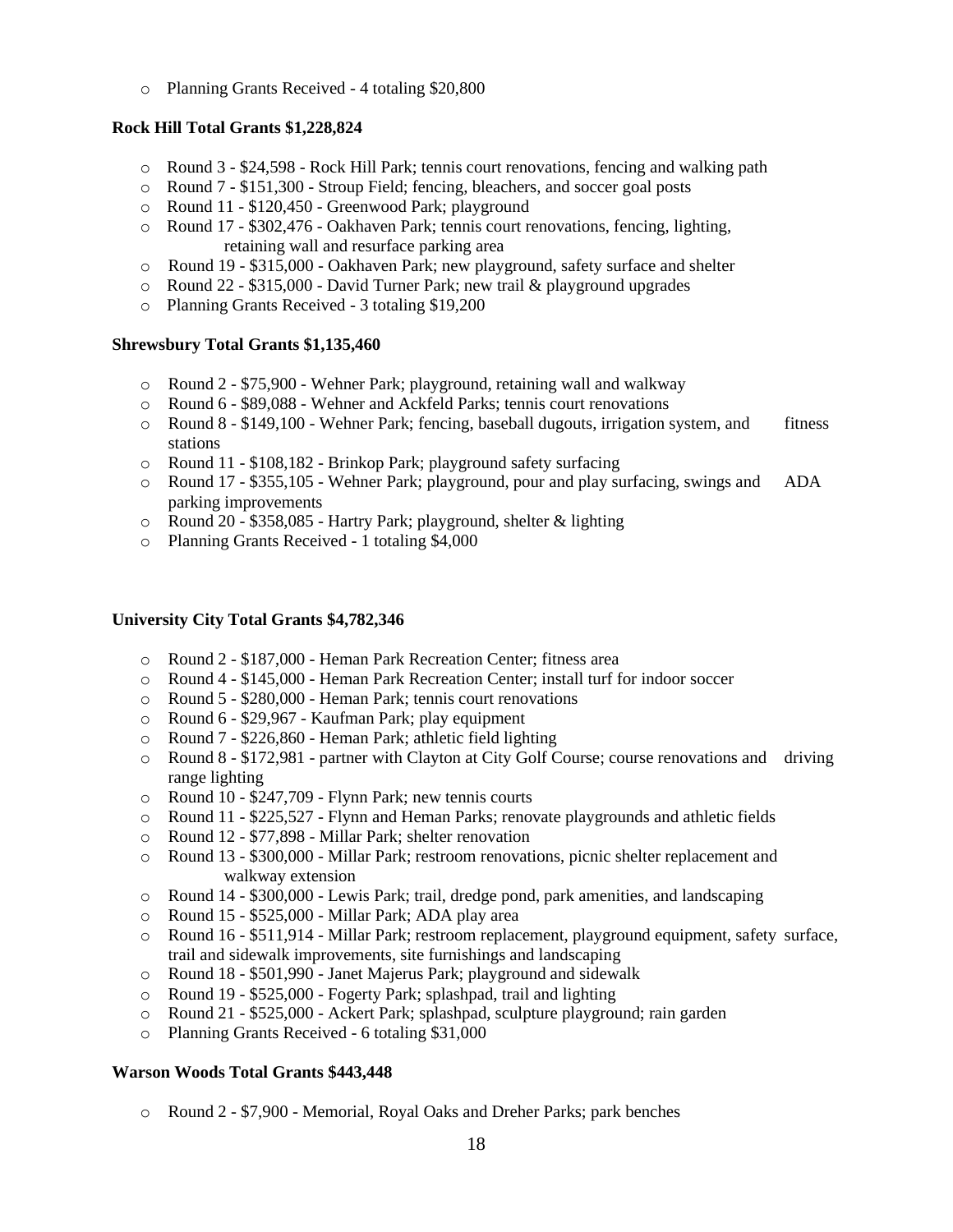- Planning Grants Received - 4 totaling $20,800

**Rock Hill Total Grants $1,228,824**

- Round 3 - $24,598 - Rock Hill Park; tennis court renovations, fencing and walking path
- Round 7 - $151,300 - Stroup Field; fencing, bleachers, and soccer goal posts
- Round 11 - $120,450 - Greenwood Park; playground
- Round 17 - $302,476 - Oakhaven Park; tennis court renovations, fencing, lighting, retaining wall and resurface parking area
- Round 19 - $315,000 - Oakhaven Park; new playground, safety surface and shelter
- Round 22 - $315,000 - David Turner Park; new trail & playground upgrades
- Planning Grants Received - 3 totaling $19,200

**Shrewsbury Total Grants $1,135,460**

- Round 2 - $75,900 - Wehner Park; playground, retaining wall and walkway
- Round 6 - $89,088 - Wehner and Ackfeld Parks; tennis court renovations
- Round 8 - $149,100 - Wehner Park; fencing, baseball dugouts, irrigation system, and fitness stations
- Round 11 - $108,182 - Brinkop Park; playground safety surfacing
- Round 17 - $355,105 - Wehner Park; playground, pour and play surfacing, swings and ADA parking improvements
- Round 20 - $358,085 - Hartry Park; playground, shelter & lighting
- Planning Grants Received - 1 totaling $4,000

**University City Total Grants $4,782,346**

- Round 2 - $187,000 - Heman Park Recreation Center; fitness area
- Round 4 - $145,000 - Heman Park Recreation Center; install turf for indoor soccer
- Round 5 - $280,000 - Heman Park; tennis court renovations
- Round 6 - $29,967 - Kaufman Park; play equipment
- Round 7 - $226,860 - Heman Park; athletic field lighting
- Round 8 - $172,981 - partner with Clayton at City Golf Course; course renovations and driving range lighting
- Round 10 - $247,709 - Flynn Park; new tennis courts
- Round 11 - $225,527 - Flynn and Heman Parks; renovate playgrounds and athletic fields
- Round 12 - $77,898 - Millar Park; shelter renovation
- Round 13 - $300,000 - Millar Park; restroom renovations, picnic shelter replacement and walkway extension
- Round 14 - $300,000 - Lewis Park; trail, dredge pond, park amenities, and landscaping
- Round 15 - $525,000 - Millar Park; ADA play area
- Round 16 - $511,914 - Millar Park; restroom replacement, playground equipment, safety surface, trail and sidewalk improvements, site furnishings and landscaping
- Round 18 - $501,990 - Janet Majerus Park; playground and sidewalk
- Round 19 - $525,000 - Fogerty Park; splashpad, trail and lighting
- Round 21 - $525,000 - Ackert Park; splashpad, sculpture playground; rain garden
- Planning Grants Received - 6 totaling $31,000

**Warson Woods Total Grants $443,448**

- Round 2 - $7,900 - Memorial, Royal Oaks and Dreher Parks; park benches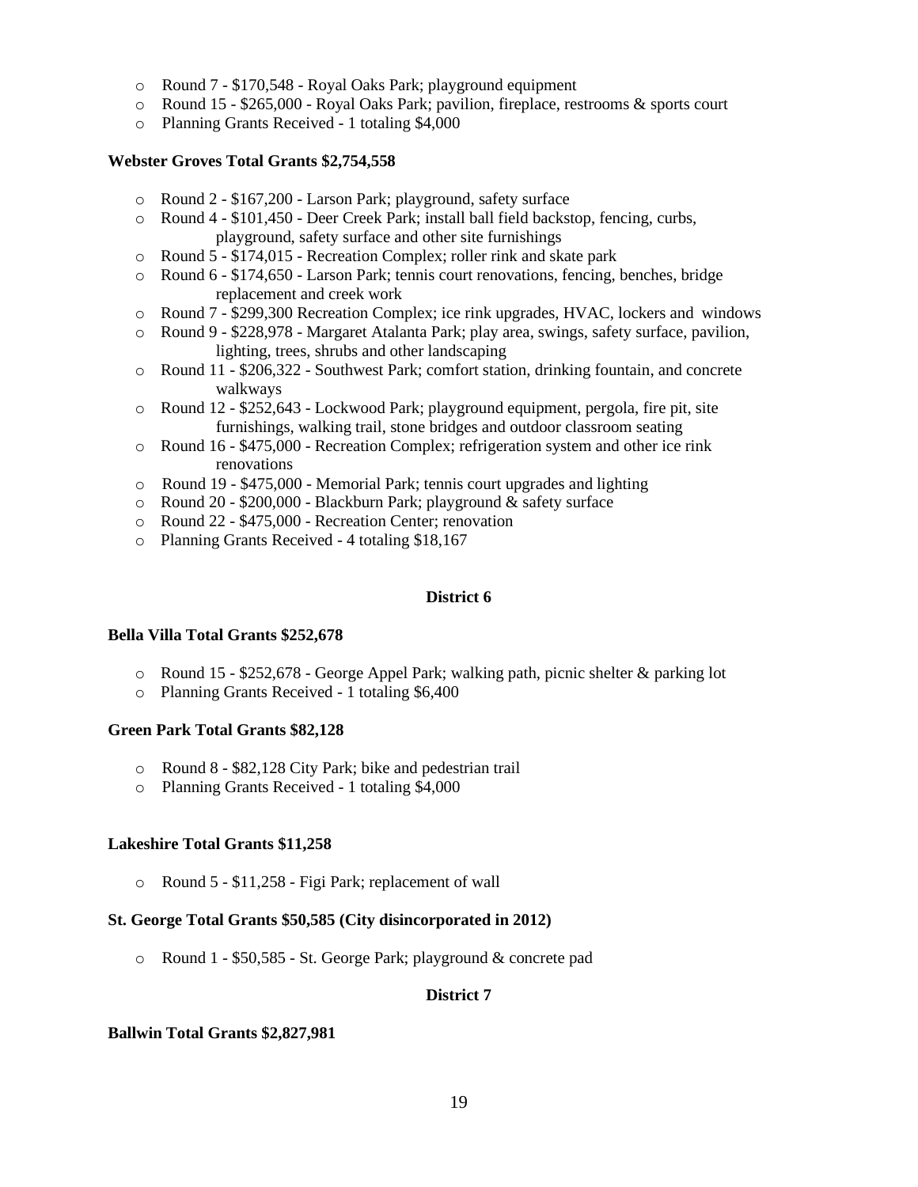- Round 7 - $170,548 - Royal Oaks Park; playground equipment
- Round 15 - $265,000 - Royal Oaks Park; pavilion, fireplace, restrooms & sports court
- Planning Grants Received - 1 totaling $4,000

**Webster Groves Total Grants $2,754,558**

- Round 2 - $167,200 - Larson Park; playground, safety surface
- Round 4 - $101,450 - Deer Creek Park; install ball field backstop, fencing, curbs, playground, safety surface and other site furnishings
- Round 5 - $174,015 - Recreation Complex; roller rink and skate park
- Round 6 - $174,650 - Larson Park; tennis court renovations, fencing, benches, bridge replacement and creek work
- Round 7 - $299,300 Recreation Complex; ice rink upgrades, HVAC, lockers and windows
- Round 9 - $228,978 - Margaret Atalanta Park; play area, swings, safety surface, pavilion, lighting, trees, shrubs and other landscaping
- Round 11 - $206,322 - Southwest Park; comfort station, drinking fountain, and concrete walkways
- Round 12 - $252,643 - Lockwood Park; playground equipment, pergola, fire pit, site furnishings, walking trail, stone bridges and outdoor classroom seating
- Round 16 - $475,000 - Recreation Complex; refrigeration system and other ice rink renovations
- Round 19 - $475,000 - Memorial Park; tennis court upgrades and lighting
- Round 20 - $200,000 - Blackburn Park; playground & safety surface
- Round 22 - $475,000 - Recreation Center; renovation
- Planning Grants Received - 4 totaling $18,167

## District 6

**Bella Villa Total Grants $252,678**

- Round 15 - $252,678 - George Appel Park; walking path, picnic shelter & parking lot
- Planning Grants Received - 1 totaling $6,400

**Green Park Total Grants $82,128**

- Round 8 - $82,128 City Park; bike and pedestrian trail
- Planning Grants Received - 1 totaling $4,000

**Lakeshire Total Grants $11,258**

- Round 5 - $11,258 - Figi Park; replacement of wall

**St. George Total Grants $50,585 (City disincorporated in 2012)**

- Round 1 - $50,585 - St. George Park; playground & concrete pad

## District 7

**Ballwin Total Grants $2,827,981**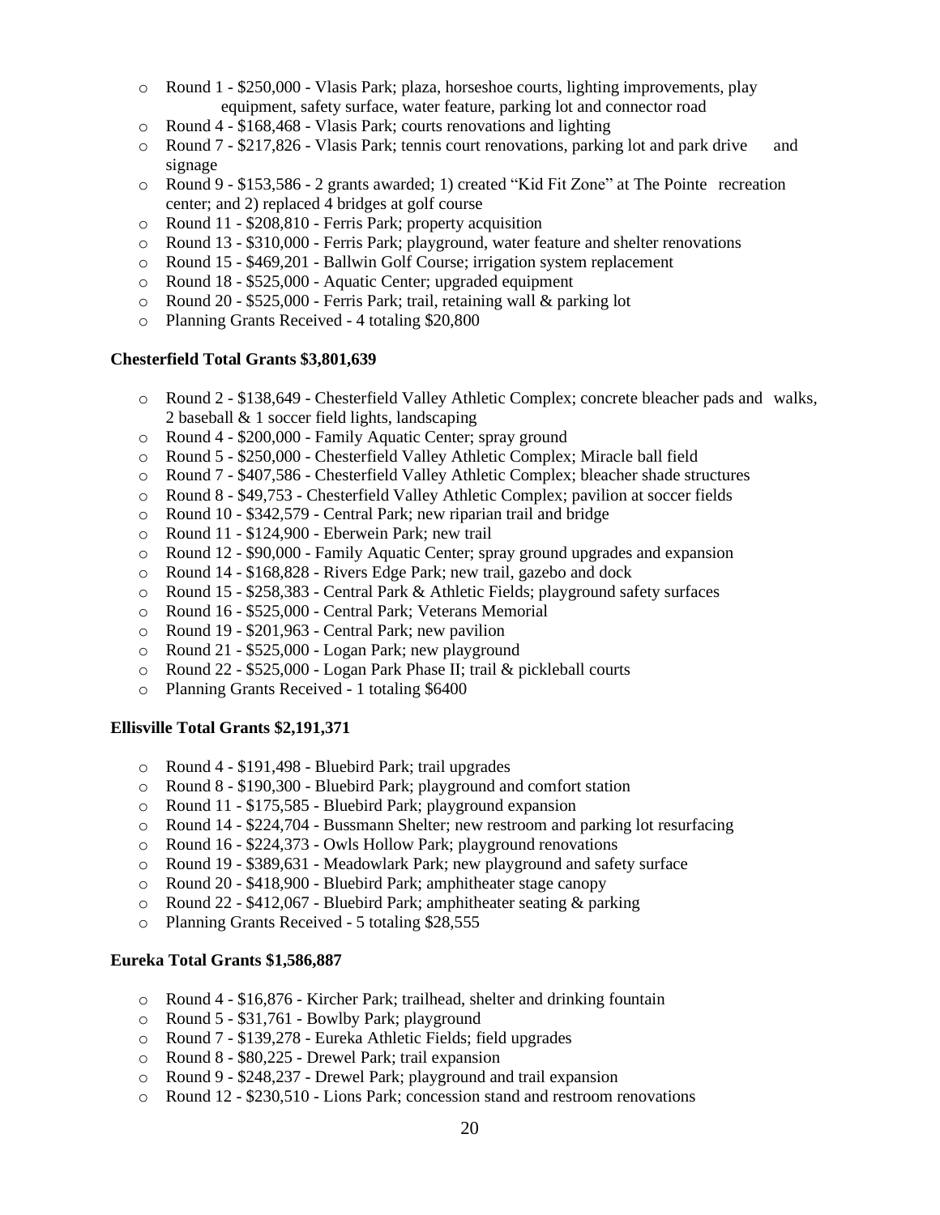- Round 1 - $250,000 - Vlasis Park; plaza, horseshoe courts, lighting improvements, play equipment, safety surface, water feature, parking lot and connector road
- Round 4 - $168,468 - Vlasis Park; courts renovations and lighting
- Round 7 - $217,826 - Vlasis Park; tennis court renovations, parking lot and park drive and signage
- Round 9 - $153,586 - 2 grants awarded; 1) created "Kid Fit Zone" at The Pointe recreation center; and 2) replaced 4 bridges at golf course
- Round 11 - $208,810 - Ferris Park; property acquisition
- Round 13 - $310,000 - Ferris Park; playground, water feature and shelter renovations
- Round 15 - $469,201 - Ballwin Golf Course; irrigation system replacement
- Round 18 - $525,000 - Aquatic Center; upgraded equipment
- Round 20 - $525,000 - Ferris Park; trail, retaining wall & parking lot
- Planning Grants Received - 4 totaling $20,800

**Chesterfield Total Grants $3,801,639**

- Round 2 - $138,649 - Chesterfield Valley Athletic Complex; concrete bleacher pads and walks, 2 baseball & 1 soccer field lights, landscaping
- Round 4 - $200,000 - Family Aquatic Center; spray ground
- Round 5 - $250,000 - Chesterfield Valley Athletic Complex; Miracle ball field
- Round 7 - $407,586 - Chesterfield Valley Athletic Complex; bleacher shade structures
- Round 8 - $49,753 - Chesterfield Valley Athletic Complex; pavilion at soccer fields
- Round 10 - $342,579 - Central Park; new riparian trail and bridge
- Round 11 - $124,900 - Eberwein Park; new trail
- Round 12 - $90,000 - Family Aquatic Center; spray ground upgrades and expansion
- Round 14 - $168,828 - Rivers Edge Park; new trail, gazebo and dock
- Round 15 - $258,383 - Central Park & Athletic Fields; playground safety surfaces
- Round 16 - $525,000 - Central Park; Veterans Memorial
- Round 19 - $201,963 - Central Park; new pavilion
- Round 21 - $525,000 - Logan Park; new playground
- Round 22 - $525,000 - Logan Park Phase II; trail & pickleball courts
- Planning Grants Received - 1 totaling $6400

**Ellisville Total Grants $2,191,371**

- Round 4 - $191,498 - Bluebird Park; trail upgrades
- Round 8 - $190,300 - Bluebird Park; playground and comfort station
- Round 11 - $175,585 - Bluebird Park; playground expansion
- Round 14 - $224,704 - Bussmann Shelter; new restroom and parking lot resurfacing
- Round 16 - $224,373 - Owls Hollow Park; playground renovations
- Round 19 - $389,631 - Meadowlark Park; new playground and safety surface
- Round 20 - $418,900 - Bluebird Park; amphitheater stage canopy
- Round 22 - $412,067 - Bluebird Park; amphitheater seating & parking
- Planning Grants Received - 5 totaling $28,555

**Eureka Total Grants $1,586,887**

- Round 4 - $16,876 - Kircher Park; trailhead, shelter and drinking fountain
- Round 5 - $31,761 - Bowlby Park; playground
- Round 7 - $139,278 - Eureka Athletic Fields; field upgrades
- Round 8 - $80,225 - Drewel Park; trail expansion
- Round 9 - $248,237 - Drewel Park; playground and trail expansion
- Round 12 - $230,510 - Lions Park; concession stand and restroom renovations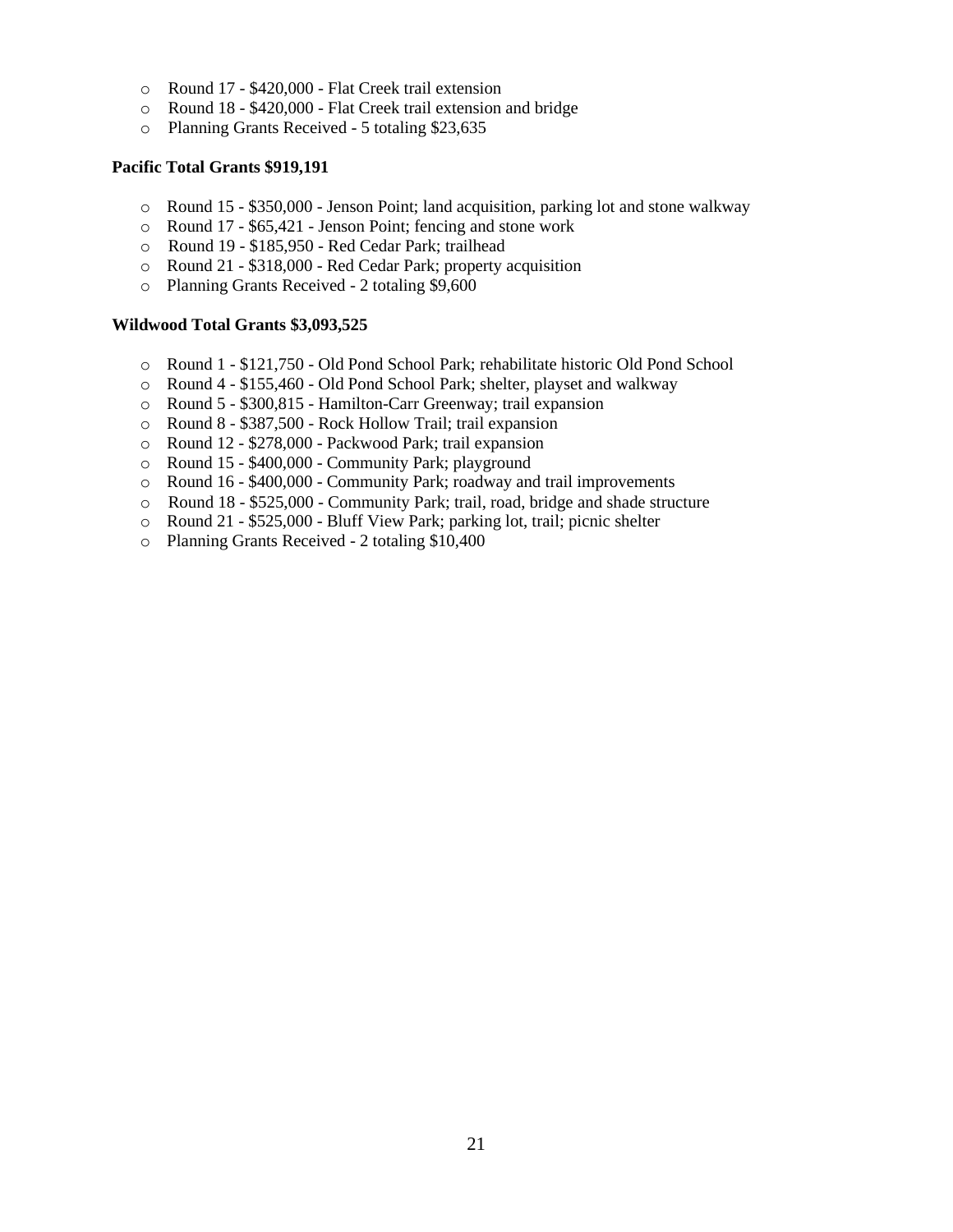- Round 17 - $420,000 - Flat Creek trail extension
- Round 18 - $420,000 - Flat Creek trail extension and bridge
- Planning Grants Received - 5 totaling $23,635

**Pacific Total Grants $919,191**

- Round 15 - $350,000 - Jenson Point; land acquisition, parking lot and stone walkway
- Round 17 - $65,421 - Jenson Point; fencing and stone work
- Round 19 - $185,950 - Red Cedar Park; trailhead
- Round 21 - $318,000 - Red Cedar Park; property acquisition
- Planning Grants Received - 2 totaling $9,600

**Wildwood Total Grants $3,093,525**

- Round 1 - $121,750 - Old Pond School Park; rehabilitate historic Old Pond School
- Round 4 - $155,460 - Old Pond School Park; shelter, playset and walkway
- Round 5 - $300,815 - Hamilton-Carr Greenway; trail expansion
- Round 8 - $387,500 - Rock Hollow Trail; trail expansion
- Round 12 - $278,000 - Packwood Park; trail expansion
- Round 15 - $400,000 - Community Park; playground
- Round 16 - $400,000 - Community Park; roadway and trail improvements
- Round 18 - $525,000 - Community Park; trail, road, bridge and shade structure
- Round 21 - $525,000 - Bluff View Park; parking lot, trail; picnic shelter
- Planning Grants Received - 2 totaling $10,400